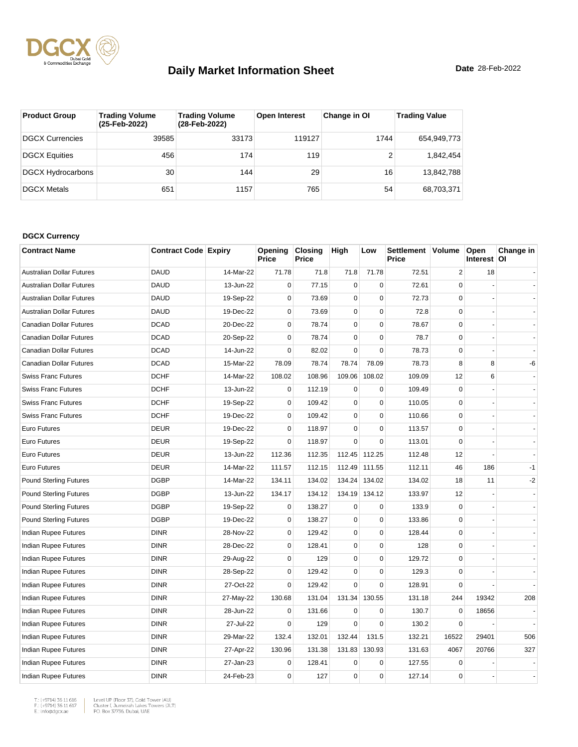# Daily Market Information Sheet

**Date** 28-Feb-2022

| Product Group | Trading Volume (25-Feb-2022) | Trading Volume (28-Feb-2022) | Open Interest | Change in OI | Trading Value |
|---|---|---|---|---|---|
| DGCX Currencies | 39585 | 33173 | 119127 | 1744 | 654,949,773 |
| DGCX Equities | 456 | 174 | 119 | 2 | 1,842,454 |
| DGCX Hydrocarbons | 30 | 144 | 29 | 16 | 13,842,788 |
| DGCX Metals | 651 | 1157 | 765 | 54 | 68,703,371 |

**DGCX Currency**

| Contract Name | Contract Code | Expiry | Opening Price | Closing Price | High | Low | Settlement Price | Volume | Open Interest | Change in OI |
|---|---|---|---|---|---|---|---|---|---|---|
| Australian Dollar Futures | DAUD | 14-Mar-22 | 71.78 | 71.8 | 71.8 | 71.78 | 72.51 | 2 | 18 | - |
| Australian Dollar Futures | DAUD | 13-Jun-22 | 0 | 77.15 | 0 | 0 | 72.61 | 0 | - | - |
| Australian Dollar Futures | DAUD | 19-Sep-22 | 0 | 73.69 | 0 | 0 | 72.73 | 0 | - | - |
| Australian Dollar Futures | DAUD | 19-Dec-22 | 0 | 73.69 | 0 | 0 | 72.8 | 0 | - | - |
| Canadian Dollar Futures | DCAD | 20-Dec-22 | 0 | 78.74 | 0 | 0 | 78.67 | 0 | - | - |
| Canadian Dollar Futures | DCAD | 20-Sep-22 | 0 | 78.74 | 0 | 0 | 78.7 | 0 | - | - |
| Canadian Dollar Futures | DCAD | 14-Jun-22 | 0 | 82.02 | 0 | 0 | 78.73 | 0 | - | - |
| Canadian Dollar Futures | DCAD | 15-Mar-22 | 78.09 | 78.74 | 78.74 | 78.09 | 78.73 | 8 | 8 | -6 |
| Swiss Franc Futures | DCHF | 14-Mar-22 | 108.02 | 108.96 | 109.06 | 108.02 | 109.09 | 12 | 6 | - |
| Swiss Franc Futures | DCHF | 13-Jun-22 | 0 | 112.19 | 0 | 0 | 109.49 | 0 | - | - |
| Swiss Franc Futures | DCHF | 19-Sep-22 | 0 | 109.42 | 0 | 0 | 110.05 | 0 | - | - |
| Swiss Franc Futures | DCHF | 19-Dec-22 | 0 | 109.42 | 0 | 0 | 110.66 | 0 | - | - |
| Euro Futures | DEUR | 19-Dec-22 | 0 | 118.97 | 0 | 0 | 113.57 | 0 | - | - |
| Euro Futures | DEUR | 19-Sep-22 | 0 | 118.97 | 0 | 0 | 113.01 | 0 | - | - |
| Euro Futures | DEUR | 13-Jun-22 | 112.36 | 112.35 | 112.45 | 112.25 | 112.48 | 12 | - | - |
| Euro Futures | DEUR | 14-Mar-22 | 111.57 | 112.15 | 112.49 | 111.55 | 112.11 | 46 | 186 | -1 |
| Pound Sterling Futures | DGBP | 14-Mar-22 | 134.11 | 134.02 | 134.24 | 134.02 | 134.02 | 18 | 11 | -2 |
| Pound Sterling Futures | DGBP | 13-Jun-22 | 134.17 | 134.12 | 134.19 | 134.12 | 133.97 | 12 | - | - |
| Pound Sterling Futures | DGBP | 19-Sep-22 | 0 | 138.27 | 0 | 0 | 133.9 | 0 | - | - |
| Pound Sterling Futures | DGBP | 19-Dec-22 | 0 | 138.27 | 0 | 0 | 133.86 | 0 | - | - |
| Indian Rupee Futures | DINR | 28-Nov-22 | 0 | 129.42 | 0 | 0 | 128.44 | 0 | - | - |
| Indian Rupee Futures | DINR | 28-Dec-22 | 0 | 128.41 | 0 | 0 | 128 | 0 | - | - |
| Indian Rupee Futures | DINR | 29-Aug-22 | 0 | 129 | 0 | 0 | 129.72 | 0 | - | - |
| Indian Rupee Futures | DINR | 28-Sep-22 | 0 | 129.42 | 0 | 0 | 129.3 | 0 | - | - |
| Indian Rupee Futures | DINR | 27-Oct-22 | 0 | 129.42 | 0 | 0 | 128.91 | 0 | - | - |
| Indian Rupee Futures | DINR | 27-May-22 | 130.68 | 131.04 | 131.34 | 130.55 | 131.18 | 244 | 19342 | 208 |
| Indian Rupee Futures | DINR | 28-Jun-22 | 0 | 131.66 | 0 | 0 | 130.7 | 0 | 18656 | - |
| Indian Rupee Futures | DINR | 27-Jul-22 | 0 | 129 | 0 | 0 | 130.2 | 0 | - | - |
| Indian Rupee Futures | DINR | 29-Mar-22 | 132.4 | 132.01 | 132.44 | 131.5 | 132.21 | 16522 | 29401 | 506 |
| Indian Rupee Futures | DINR | 27-Apr-22 | 130.96 | 131.38 | 131.83 | 130.93 | 131.63 | 4067 | 20766 | 327 |
| Indian Rupee Futures | DINR | 27-Jan-23 | 0 | 128.41 | 0 | 0 | 127.55 | 0 | - | - |
| Indian Rupee Futures | DINR | 24-Feb-23 | 0 | 127 | 0 | 0 | 127.14 | 0 | - | - |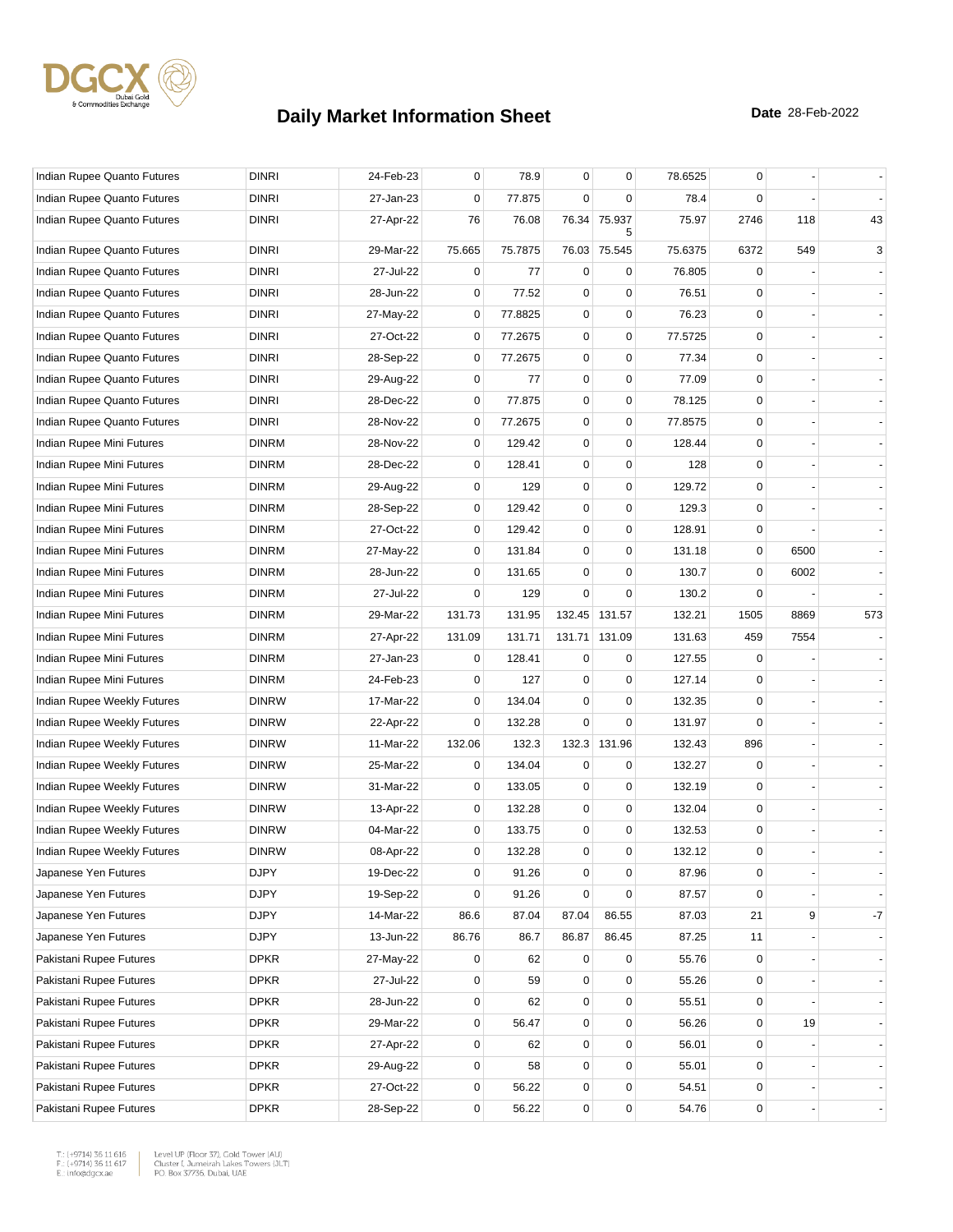# Daily Market Information Sheet

**Date** 28-Feb-2022

| | | | | | | | | | | |
|---|---|---|---|---|---|---|---|---|---|---|
| Indian Rupee Quanto Futures | DINRI | 24-Feb-23 | 0 | 78.9 | 0 | 0 | 78.6525 | 0 | - | - |
| Indian Rupee Quanto Futures | DINRI | 27-Jan-23 | 0 | 77.875 | 0 | 0 | 78.4 | 0 | - | - |
| Indian Rupee Quanto Futures | DINRI | 27-Apr-22 | 76 | 76.08 | 76.34 | 75.9375 | 75.97 | 2746 | 118 | 43 |
| Indian Rupee Quanto Futures | DINRI | 29-Mar-22 | 75.665 | 75.7875 | 76.03 | 75.545 | 75.6375 | 6372 | 549 | 3 |
| Indian Rupee Quanto Futures | DINRI | 27-Jul-22 | 0 | 77 | 0 | 0 | 76.805 | 0 | - | - |
| Indian Rupee Quanto Futures | DINRI | 28-Jun-22 | 0 | 77.52 | 0 | 0 | 76.51 | 0 | - | - |
| Indian Rupee Quanto Futures | DINRI | 27-May-22 | 0 | 77.8825 | 0 | 0 | 76.23 | 0 | - | - |
| Indian Rupee Quanto Futures | DINRI | 27-Oct-22 | 0 | 77.2675 | 0 | 0 | 77.5725 | 0 | - | - |
| Indian Rupee Quanto Futures | DINRI | 28-Sep-22 | 0 | 77.2675 | 0 | 0 | 77.34 | 0 | - | - |
| Indian Rupee Quanto Futures | DINRI | 29-Aug-22 | 0 | 77 | 0 | 0 | 77.09 | 0 | - | - |
| Indian Rupee Quanto Futures | DINRI | 28-Dec-22 | 0 | 77.875 | 0 | 0 | 78.125 | 0 | - | - |
| Indian Rupee Quanto Futures | DINRI | 28-Nov-22 | 0 | 77.2675 | 0 | 0 | 77.8575 | 0 | - | - |
| Indian Rupee Mini Futures | DINRM | 28-Nov-22 | 0 | 129.42 | 0 | 0 | 128.44 | 0 | - | - |
| Indian Rupee Mini Futures | DINRM | 28-Dec-22 | 0 | 128.41 | 0 | 0 | 128 | 0 | - | - |
| Indian Rupee Mini Futures | DINRM | 29-Aug-22 | 0 | 129 | 0 | 0 | 129.72 | 0 | - | - |
| Indian Rupee Mini Futures | DINRM | 28-Sep-22 | 0 | 129.42 | 0 | 0 | 129.3 | 0 | - | - |
| Indian Rupee Mini Futures | DINRM | 27-Oct-22 | 0 | 129.42 | 0 | 0 | 128.91 | 0 | - | - |
| Indian Rupee Mini Futures | DINRM | 27-May-22 | 0 | 131.84 | 0 | 0 | 131.18 | 0 | 6500 | - |
| Indian Rupee Mini Futures | DINRM | 28-Jun-22 | 0 | 131.65 | 0 | 0 | 130.7 | 0 | 6002 | - |
| Indian Rupee Mini Futures | DINRM | 27-Jul-22 | 0 | 129 | 0 | 0 | 130.2 | 0 | - | - |
| Indian Rupee Mini Futures | DINRM | 29-Mar-22 | 131.73 | 131.95 | 132.45 | 131.57 | 132.21 | 1505 | 8869 | 573 |
| Indian Rupee Mini Futures | DINRM | 27-Apr-22 | 131.09 | 131.71 | 131.71 | 131.09 | 131.63 | 459 | 7554 | - |
| Indian Rupee Mini Futures | DINRM | 27-Jan-23 | 0 | 128.41 | 0 | 0 | 127.55 | 0 | - | - |
| Indian Rupee Mini Futures | DINRM | 24-Feb-23 | 0 | 127 | 0 | 0 | 127.14 | 0 | - | - |
| Indian Rupee Weekly Futures | DINRW | 17-Mar-22 | 0 | 134.04 | 0 | 0 | 132.35 | 0 | - | - |
| Indian Rupee Weekly Futures | DINRW | 22-Apr-22 | 0 | 132.28 | 0 | 0 | 131.97 | 0 | - | - |
| Indian Rupee Weekly Futures | DINRW | 11-Mar-22 | 132.06 | 132.3 | 132.3 | 131.96 | 132.43 | 896 | - | - |
| Indian Rupee Weekly Futures | DINRW | 25-Mar-22 | 0 | 134.04 | 0 | 0 | 132.27 | 0 | - | - |
| Indian Rupee Weekly Futures | DINRW | 31-Mar-22 | 0 | 133.05 | 0 | 0 | 132.19 | 0 | - | - |
| Indian Rupee Weekly Futures | DINRW | 13-Apr-22 | 0 | 132.28 | 0 | 0 | 132.04 | 0 | - | - |
| Indian Rupee Weekly Futures | DINRW | 04-Mar-22 | 0 | 133.75 | 0 | 0 | 132.53 | 0 | - | - |
| Indian Rupee Weekly Futures | DINRW | 08-Apr-22 | 0 | 132.28 | 0 | 0 | 132.12 | 0 | - | - |
| Japanese Yen Futures | DJPY | 19-Dec-22 | 0 | 91.26 | 0 | 0 | 87.96 | 0 | - | - |
| Japanese Yen Futures | DJPY | 19-Sep-22 | 0 | 91.26 | 0 | 0 | 87.57 | 0 | - | - |
| Japanese Yen Futures | DJPY | 14-Mar-22 | 86.6 | 87.04 | 87.04 | 86.55 | 87.03 | 21 | 9 | -7 |
| Japanese Yen Futures | DJPY | 13-Jun-22 | 86.76 | 86.7 | 86.87 | 86.45 | 87.25 | 11 | - | - |
| Pakistani Rupee Futures | DPKR | 27-May-22 | 0 | 62 | 0 | 0 | 55.76 | 0 | - | - |
| Pakistani Rupee Futures | DPKR | 27-Jul-22 | 0 | 59 | 0 | 0 | 55.26 | 0 | - | - |
| Pakistani Rupee Futures | DPKR | 28-Jun-22 | 0 | 62 | 0 | 0 | 55.51 | 0 | - | - |
| Pakistani Rupee Futures | DPKR | 29-Mar-22 | 0 | 56.47 | 0 | 0 | 56.26 | 0 | 19 | - |
| Pakistani Rupee Futures | DPKR | 27-Apr-22 | 0 | 62 | 0 | 0 | 56.01 | 0 | - | - |
| Pakistani Rupee Futures | DPKR | 29-Aug-22 | 0 | 58 | 0 | 0 | 55.01 | 0 | - | - |
| Pakistani Rupee Futures | DPKR | 27-Oct-22 | 0 | 56.22 | 0 | 0 | 54.51 | 0 | - | - |
| Pakistani Rupee Futures | DPKR | 28-Sep-22 | 0 | 56.22 | 0 | 0 | 54.76 | 0 | - | - |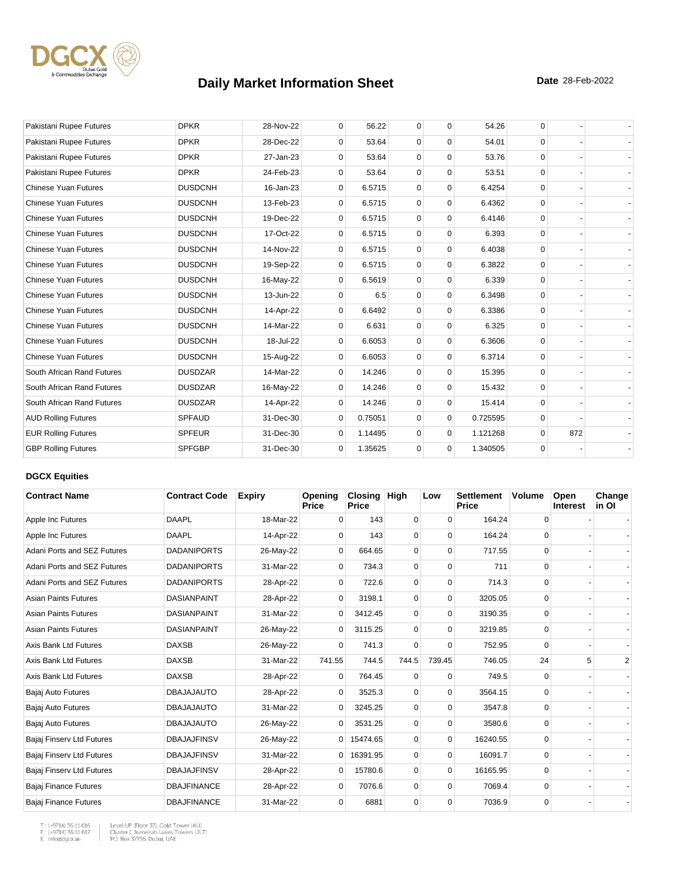# Daily Market Information Sheet

**Date** 28-Feb-2022

| | | | | | | | | | | |
|---|---|---|---|---|---|---|---|---|---|---|
| Pakistani Rupee Futures | DPKR | 28-Nov-22 | 0 | 56.22 | 0 | 0 | 54.26 | 0 | - | - |
| Pakistani Rupee Futures | DPKR | 28-Dec-22 | 0 | 53.64 | 0 | 0 | 54.01 | 0 | - | - |
| Pakistani Rupee Futures | DPKR | 27-Jan-23 | 0 | 53.64 | 0 | 0 | 53.76 | 0 | - | - |
| Pakistani Rupee Futures | DPKR | 24-Feb-23 | 0 | 53.64 | 0 | 0 | 53.51 | 0 | - | - |
| Chinese Yuan Futures | DUSDCNH | 16-Jan-23 | 0 | 6.5715 | 0 | 0 | 6.4254 | 0 | - | - |
| Chinese Yuan Futures | DUSDCNH | 13-Feb-23 | 0 | 6.5715 | 0 | 0 | 6.4362 | 0 | - | - |
| Chinese Yuan Futures | DUSDCNH | 19-Dec-22 | 0 | 6.5715 | 0 | 0 | 6.4146 | 0 | - | - |
| Chinese Yuan Futures | DUSDCNH | 17-Oct-22 | 0 | 6.5715 | 0 | 0 | 6.393 | 0 | - | - |
| Chinese Yuan Futures | DUSDCNH | 14-Nov-22 | 0 | 6.5715 | 0 | 0 | 6.4038 | 0 | - | - |
| Chinese Yuan Futures | DUSDCNH | 19-Sep-22 | 0 | 6.5715 | 0 | 0 | 6.3822 | 0 | - | - |
| Chinese Yuan Futures | DUSDCNH | 16-May-22 | 0 | 6.5619 | 0 | 0 | 6.339 | 0 | - | - |
| Chinese Yuan Futures | DUSDCNH | 13-Jun-22 | 0 | 6.5 | 0 | 0 | 6.3498 | 0 | - | - |
| Chinese Yuan Futures | DUSDCNH | 14-Apr-22 | 0 | 6.6492 | 0 | 0 | 6.3386 | 0 | - | - |
| Chinese Yuan Futures | DUSDCNH | 14-Mar-22 | 0 | 6.631 | 0 | 0 | 6.325 | 0 | - | - |
| Chinese Yuan Futures | DUSDCNH | 18-Jul-22 | 0 | 6.6053 | 0 | 0 | 6.3606 | 0 | - | - |
| Chinese Yuan Futures | DUSDCNH | 15-Aug-22 | 0 | 6.6053 | 0 | 0 | 6.3714 | 0 | - | - |
| South African Rand Futures | DUSDZAR | 14-Mar-22 | 0 | 14.246 | 0 | 0 | 15.395 | 0 | - | - |
| South African Rand Futures | DUSDZAR | 16-May-22 | 0 | 14.246 | 0 | 0 | 15.432 | 0 | - | - |
| South African Rand Futures | DUSDZAR | 14-Apr-22 | 0 | 14.246 | 0 | 0 | 15.414 | 0 | - | - |
| AUD Rolling Futures | SPFAUD | 31-Dec-30 | 0 | 0.75051 | 0 | 0 | 0.725595 | 0 | - | - |
| EUR Rolling Futures | SPFEUR | 31-Dec-30 | 0 | 1.14495 | 0 | 0 | 1.121268 | 0 | 872 | - |
| GBP Rolling Futures | SPFGBP | 31-Dec-30 | 0 | 1.35625 | 0 | 0 | 1.340505 | 0 | - | - |

**DGCX Equities**

| Contract Name | Contract Code | Expiry | Opening Price | Closing Price | High | Low | Settlement Price | Volume | Open Interest | Change in OI |
|---|---|---|---|---|---|---|---|---|---|---|
| Apple Inc Futures | DAAPL | 18-Mar-22 | 0 | 143 | 0 | 0 | 164.24 | 0 | - | - |
| Apple Inc Futures | DAAPL | 14-Apr-22 | 0 | 143 | 0 | 0 | 164.24 | 0 | - | - |
| Adani Ports and SEZ Futures | DADANIPORTS | 26-May-22 | 0 | 664.65 | 0 | 0 | 717.55 | 0 | - | - |
| Adani Ports and SEZ Futures | DADANIPORTS | 31-Mar-22 | 0 | 734.3 | 0 | 0 | 711 | 0 | - | - |
| Adani Ports and SEZ Futures | DADANIPORTS | 28-Apr-22 | 0 | 722.6 | 0 | 0 | 714.3 | 0 | - | - |
| Asian Paints Futures | DASIANPAINT | 28-Apr-22 | 0 | 3198.1 | 0 | 0 | 3205.05 | 0 | - | - |
| Asian Paints Futures | DASIANPAINT | 31-Mar-22 | 0 | 3412.45 | 0 | 0 | 3190.35 | 0 | - | - |
| Asian Paints Futures | DASIANPAINT | 26-May-22 | 0 | 3115.25 | 0 | 0 | 3219.85 | 0 | - | - |
| Axis Bank Ltd Futures | DAXSB | 26-May-22 | 0 | 741.3 | 0 | 0 | 752.95 | 0 | - | - |
| Axis Bank Ltd Futures | DAXSB | 31-Mar-22 | 741.55 | 744.5 | 744.5 | 739.45 | 746.05 | 24 | 5 | 2 |
| Axis Bank Ltd Futures | DAXSB | 28-Apr-22 | 0 | 764.45 | 0 | 0 | 749.5 | 0 | - | - |
| Bajaj Auto Futures | DBAJAJAUTO | 28-Apr-22 | 0 | 3525.3 | 0 | 0 | 3564.15 | 0 | - | - |
| Bajaj Auto Futures | DBAJAJAUTO | 31-Mar-22 | 0 | 3245.25 | 0 | 0 | 3547.8 | 0 | - | - |
| Bajaj Auto Futures | DBAJAJAUTO | 26-May-22 | 0 | 3531.25 | 0 | 0 | 3580.6 | 0 | - | - |
| Bajaj Finserv Ltd Futures | DBAJAJFINSV | 26-May-22 | 0 | 15474.65 | 0 | 0 | 16240.55 | 0 | - | - |
| Bajaj Finserv Ltd Futures | DBAJAJFINSV | 31-Mar-22 | 0 | 16391.95 | 0 | 0 | 16091.7 | 0 | - | - |
| Bajaj Finserv Ltd Futures | DBAJAJFINSV | 28-Apr-22 | 0 | 15780.6 | 0 | 0 | 16165.95 | 0 | - | - |
| Bajaj Finance Futures | DBAJFINANCE | 28-Apr-22 | 0 | 7076.6 | 0 | 0 | 7069.4 | 0 | - | - |
| Bajaj Finance Futures | DBAJFINANCE | 31-Mar-22 | 0 | 6881 | 0 | 0 | 7036.9 | 0 | - | - |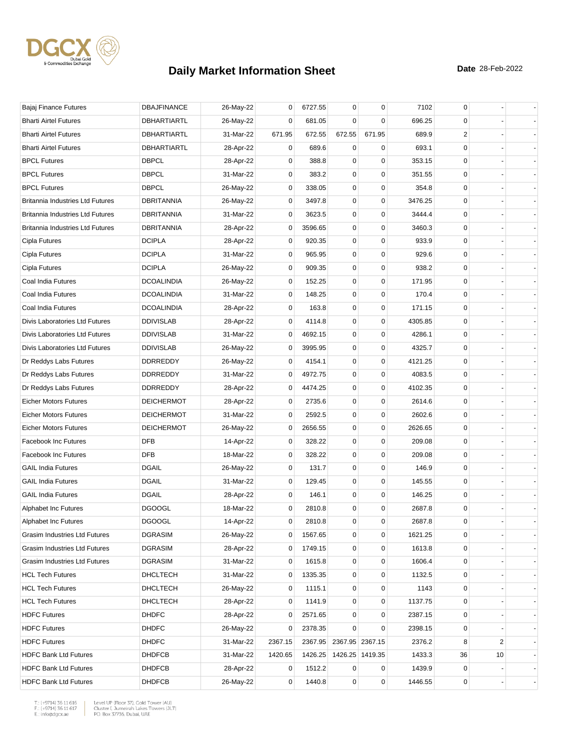# Daily Market Information Sheet

**Date** 28-Feb-2022

| | | | | | | | | | | | |
|---|---|---|---|---|---|---|---|---|---|---|---|
| Bajaj Finance Futures | DBAJFINANCE | 26-May-22 | 0 | 6727.55 | 0 | 0 | 7102 | 0 | - | - |
| Bharti Airtel Futures | DBHARTIARTL | 26-May-22 | 0 | 681.05 | 0 | 0 | 696.25 | 0 | - | - |
| Bharti Airtel Futures | DBHARTIARTL | 31-Mar-22 | 671.95 | 672.55 | 672.55 | 671.95 | 689.9 | 2 | - | - |
| Bharti Airtel Futures | DBHARTIARTL | 28-Apr-22 | 0 | 689.6 | 0 | 0 | 693.1 | 0 | - | - |
| BPCL Futures | DBPCL | 28-Apr-22 | 0 | 388.8 | 0 | 0 | 353.15 | 0 | - | - |
| BPCL Futures | DBPCL | 31-Mar-22 | 0 | 383.2 | 0 | 0 | 351.55 | 0 | - | - |
| BPCL Futures | DBPCL | 26-May-22 | 0 | 338.05 | 0 | 0 | 354.8 | 0 | - | - |
| Britannia Industries Ltd Futures | DBRITANNIA | 26-May-22 | 0 | 3497.8 | 0 | 0 | 3476.25 | 0 | - | - |
| Britannia Industries Ltd Futures | DBRITANNIA | 31-Mar-22 | 0 | 3623.5 | 0 | 0 | 3444.4 | 0 | - | - |
| Britannia Industries Ltd Futures | DBRITANNIA | 28-Apr-22 | 0 | 3596.65 | 0 | 0 | 3460.3 | 0 | - | - |
| Cipla Futures | DCIPLA | 28-Apr-22 | 0 | 920.35 | 0 | 0 | 933.9 | 0 | - | - |
| Cipla Futures | DCIPLA | 31-Mar-22 | 0 | 965.95 | 0 | 0 | 929.6 | 0 | - | - |
| Cipla Futures | DCIPLA | 26-May-22 | 0 | 909.35 | 0 | 0 | 938.2 | 0 | - | - |
| Coal India Futures | DCOALINDIA | 26-May-22 | 0 | 152.25 | 0 | 0 | 171.95 | 0 | - | - |
| Coal India Futures | DCOALINDIA | 31-Mar-22 | 0 | 148.25 | 0 | 0 | 170.4 | 0 | - | - |
| Coal India Futures | DCOALINDIA | 28-Apr-22 | 0 | 163.8 | 0 | 0 | 171.15 | 0 | - | - |
| Divis Laboratories Ltd Futures | DDIVISLAB | 28-Apr-22 | 0 | 4114.8 | 0 | 0 | 4305.85 | 0 | - | - |
| Divis Laboratories Ltd Futures | DDIVISLAB | 31-Mar-22 | 0 | 4692.15 | 0 | 0 | 4286.1 | 0 | - | - |
| Divis Laboratories Ltd Futures | DDIVISLAB | 26-May-22 | 0 | 3995.95 | 0 | 0 | 4325.7 | 0 | - | - |
| Dr Reddys Labs Futures | DDRREDDY | 26-May-22 | 0 | 4154.1 | 0 | 0 | 4121.25 | 0 | - | - |
| Dr Reddys Labs Futures | DDRREDDY | 31-Mar-22 | 0 | 4972.75 | 0 | 0 | 4083.5 | 0 | - | - |
| Dr Reddys Labs Futures | DDRREDDY | 28-Apr-22 | 0 | 4474.25 | 0 | 0 | 4102.35 | 0 | - | - |
| Eicher Motors Futures | DEICHERMOT | 28-Apr-22 | 0 | 2735.6 | 0 | 0 | 2614.6 | 0 | - | - |
| Eicher Motors Futures | DEICHERMOT | 31-Mar-22 | 0 | 2592.5 | 0 | 0 | 2602.6 | 0 | - | - |
| Eicher Motors Futures | DEICHERMOT | 26-May-22 | 0 | 2656.55 | 0 | 0 | 2626.65 | 0 | - | - |
| Facebook Inc Futures | DFB | 14-Apr-22 | 0 | 328.22 | 0 | 0 | 209.08 | 0 | - | - |
| Facebook Inc Futures | DFB | 18-Mar-22 | 0 | 328.22 | 0 | 0 | 209.08 | 0 | - | - |
| GAIL India Futures | DGAIL | 26-May-22 | 0 | 131.7 | 0 | 0 | 146.9 | 0 | - | - |
| GAIL India Futures | DGAIL | 31-Mar-22 | 0 | 129.45 | 0 | 0 | 145.55 | 0 | - | - |
| GAIL India Futures | DGAIL | 28-Apr-22 | 0 | 146.1 | 0 | 0 | 146.25 | 0 | - | - |
| Alphabet Inc Futures | DGOOGL | 18-Mar-22 | 0 | 2810.8 | 0 | 0 | 2687.8 | 0 | - | - |
| Alphabet Inc Futures | DGOOGL | 14-Apr-22 | 0 | 2810.8 | 0 | 0 | 2687.8 | 0 | - | - |
| Grasim Industries Ltd Futures | DGRASIM | 26-May-22 | 0 | 1567.65 | 0 | 0 | 1621.25 | 0 | - | - |
| Grasim Industries Ltd Futures | DGRASIM | 28-Apr-22 | 0 | 1749.15 | 0 | 0 | 1613.8 | 0 | - | - |
| Grasim Industries Ltd Futures | DGRASIM | 31-Mar-22 | 0 | 1615.8 | 0 | 0 | 1606.4 | 0 | - | - |
| HCL Tech Futures | DHCLTECH | 31-Mar-22 | 0 | 1335.35 | 0 | 0 | 1132.5 | 0 | - | - |
| HCL Tech Futures | DHCLTECH | 26-May-22 | 0 | 1115.1 | 0 | 0 | 1143 | 0 | - | - |
| HCL Tech Futures | DHCLTECH | 28-Apr-22 | 0 | 1141.9 | 0 | 0 | 1137.75 | 0 | - | - |
| HDFC Futures | DHDFC | 28-Apr-22 | 0 | 2571.65 | 0 | 0 | 2387.15 | 0 | - | - |
| HDFC Futures | DHDFC | 26-May-22 | 0 | 2378.35 | 0 | 0 | 2398.15 | 0 | - | - |
| HDFC Futures | DHDFC | 31-Mar-22 | 2367.15 | 2367.95 | 2367.95 | 2367.15 | 2376.2 | 8 | 2 | - |
| HDFC Bank Ltd Futures | DHDFCB | 31-Mar-22 | 1420.65 | 1426.25 | 1426.25 | 1419.35 | 1433.3 | 36 | 10 | - |
| HDFC Bank Ltd Futures | DHDFCB | 28-Apr-22 | 0 | 1512.2 | 0 | 0 | 1439.9 | 0 | - | - |
| HDFC Bank Ltd Futures | DHDFCB | 26-May-22 | 0 | 1440.8 | 0 | 0 | 1446.55 | 0 | - | - |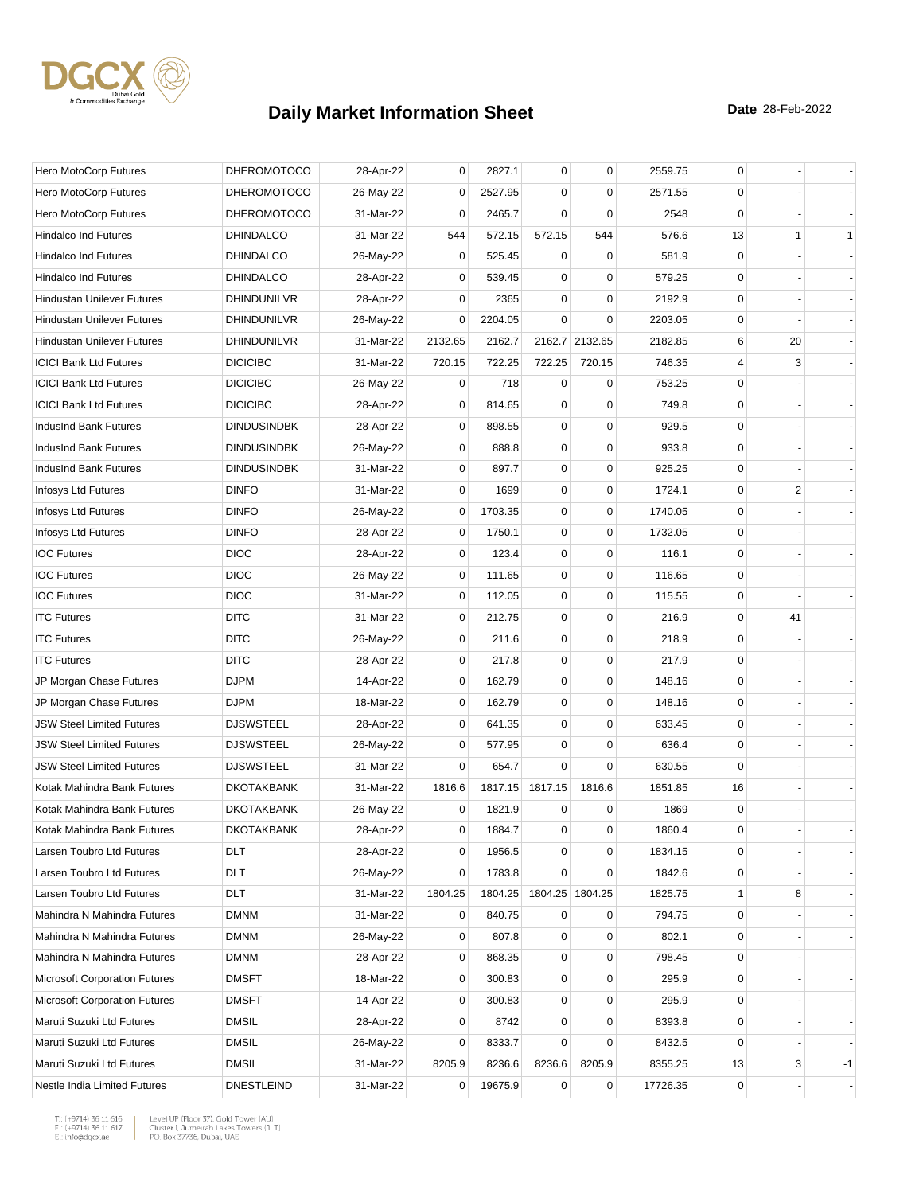## Daily Market Information Sheet

**Date** 28-Feb-2022

| | | | | | | | | | | |
|---|---|---|---|---|---|---|---|---|---|---|
| Hero MotoCorp Futures | DHEROMOTOCO | 28-Apr-22 | 0 | 2827.1 | 0 | 0 | 2559.75 | 0 | - | - |
| Hero MotoCorp Futures | DHEROMOTOCO | 26-May-22 | 0 | 2527.95 | 0 | 0 | 2571.55 | 0 | - | - |
| Hero MotoCorp Futures | DHEROMOTOCO | 31-Mar-22 | 0 | 2465.7 | 0 | 0 | 2548 | 0 | - | - |
| Hindalco Ind Futures | DHINDALCO | 31-Mar-22 | 544 | 572.15 | 572.15 | 544 | 576.6 | 13 | 1 | 1 |
| Hindalco Ind Futures | DHINDALCO | 26-May-22 | 0 | 525.45 | 0 | 0 | 581.9 | 0 | - | - |
| Hindalco Ind Futures | DHINDALCO | 28-Apr-22 | 0 | 539.45 | 0 | 0 | 579.25 | 0 | - | - |
| Hindustan Unilever Futures | DHINDUNILVR | 28-Apr-22 | 0 | 2365 | 0 | 0 | 2192.9 | 0 | - | - |
| Hindustan Unilever Futures | DHINDUNILVR | 26-May-22 | 0 | 2204.05 | 0 | 0 | 2203.05 | 0 | - | - |
| Hindustan Unilever Futures | DHINDUNILVR | 31-Mar-22 | 2132.65 | 2162.7 | 2162.7 | 2132.65 | 2182.85 | 6 | 20 | - |
| ICICI Bank Ltd Futures | DICICIBC | 31-Mar-22 | 720.15 | 722.25 | 722.25 | 720.15 | 746.35 | 4 | 3 | - |
| ICICI Bank Ltd Futures | DICICIBC | 26-May-22 | 0 | 718 | 0 | 0 | 753.25 | 0 | - | - |
| ICICI Bank Ltd Futures | DICICIBC | 28-Apr-22 | 0 | 814.65 | 0 | 0 | 749.8 | 0 | - | - |
| IndusInd Bank Futures | DINDUSINDBK | 28-Apr-22 | 0 | 898.55 | 0 | 0 | 929.5 | 0 | - | - |
| IndusInd Bank Futures | DINDUSINDBK | 26-May-22 | 0 | 888.8 | 0 | 0 | 933.8 | 0 | - | - |
| IndusInd Bank Futures | DINDUSINDBK | 31-Mar-22 | 0 | 897.7 | 0 | 0 | 925.25 | 0 | - | - |
| Infosys Ltd Futures | DINFO | 31-Mar-22 | 0 | 1699 | 0 | 0 | 1724.1 | 0 | 2 | - |
| Infosys Ltd Futures | DINFO | 26-May-22 | 0 | 1703.35 | 0 | 0 | 1740.05 | 0 | - | - |
| Infosys Ltd Futures | DINFO | 28-Apr-22 | 0 | 1750.1 | 0 | 0 | 1732.05 | 0 | - | - |
| IOC Futures | DIOC | 28-Apr-22 | 0 | 123.4 | 0 | 0 | 116.1 | 0 | - | - |
| IOC Futures | DIOC | 26-May-22 | 0 | 111.65 | 0 | 0 | 116.65 | 0 | - | - |
| IOC Futures | DIOC | 31-Mar-22 | 0 | 112.05 | 0 | 0 | 115.55 | 0 | - | - |
| ITC Futures | DITC | 31-Mar-22 | 0 | 212.75 | 0 | 0 | 216.9 | 0 | 41 | - |
| ITC Futures | DITC | 26-May-22 | 0 | 211.6 | 0 | 0 | 218.9 | 0 | - | - |
| ITC Futures | DITC | 28-Apr-22 | 0 | 217.8 | 0 | 0 | 217.9 | 0 | - | - |
| JP Morgan Chase Futures | DJPM | 14-Apr-22 | 0 | 162.79 | 0 | 0 | 148.16 | 0 | - | - |
| JP Morgan Chase Futures | DJPM | 18-Mar-22 | 0 | 162.79 | 0 | 0 | 148.16 | 0 | - | - |
| JSW Steel Limited Futures | DJSWSTEEL | 28-Apr-22 | 0 | 641.35 | 0 | 0 | 633.45 | 0 | - | - |
| JSW Steel Limited Futures | DJSWSTEEL | 26-May-22 | 0 | 577.95 | 0 | 0 | 636.4 | 0 | - | - |
| JSW Steel Limited Futures | DJSWSTEEL | 31-Mar-22 | 0 | 654.7 | 0 | 0 | 630.55 | 0 | - | - |
| Kotak Mahindra Bank Futures | DKOTAKBANK | 31-Mar-22 | 1816.6 | 1817.15 | 1817.15 | 1816.6 | 1851.85 | 16 | - | - |
| Kotak Mahindra Bank Futures | DKOTAKBANK | 26-May-22 | 0 | 1821.9 | 0 | 0 | 1869 | 0 | - | - |
| Kotak Mahindra Bank Futures | DKOTAKBANK | 28-Apr-22 | 0 | 1884.7 | 0 | 0 | 1860.4 | 0 | - | - |
| Larsen Toubro Ltd Futures | DLT | 28-Apr-22 | 0 | 1956.5 | 0 | 0 | 1834.15 | 0 | - | - |
| Larsen Toubro Ltd Futures | DLT | 26-May-22 | 0 | 1783.8 | 0 | 0 | 1842.6 | 0 | - | - |
| Larsen Toubro Ltd Futures | DLT | 31-Mar-22 | 1804.25 | 1804.25 | 1804.25 | 1804.25 | 1825.75 | 1 | 8 | - |
| Mahindra N Mahindra Futures | DMNM | 31-Mar-22 | 0 | 840.75 | 0 | 0 | 794.75 | 0 | - | - |
| Mahindra N Mahindra Futures | DMNM | 26-May-22 | 0 | 807.8 | 0 | 0 | 802.1 | 0 | - | - |
| Mahindra N Mahindra Futures | DMNM | 28-Apr-22 | 0 | 868.35 | 0 | 0 | 798.45 | 0 | - | - |
| Microsoft Corporation Futures | DMSFT | 18-Mar-22 | 0 | 300.83 | 0 | 0 | 295.9 | 0 | - | - |
| Microsoft Corporation Futures | DMSFT | 14-Apr-22 | 0 | 300.83 | 0 | 0 | 295.9 | 0 | - | - |
| Maruti Suzuki Ltd Futures | DMSIL | 28-Apr-22 | 0 | 8742 | 0 | 0 | 8393.8 | 0 | - | - |
| Maruti Suzuki Ltd Futures | DMSIL | 26-May-22 | 0 | 8333.7 | 0 | 0 | 8432.5 | 0 | - | - |
| Maruti Suzuki Ltd Futures | DMSIL | 31-Mar-22 | 8205.9 | 8236.6 | 8236.6 | 8205.9 | 8355.25 | 13 | 3 | -1 |
| Nestle India Limited Futures | DNESTLEIND | 31-Mar-22 | 0 | 19675.9 | 0 | 0 | 17726.35 | 0 | - | - |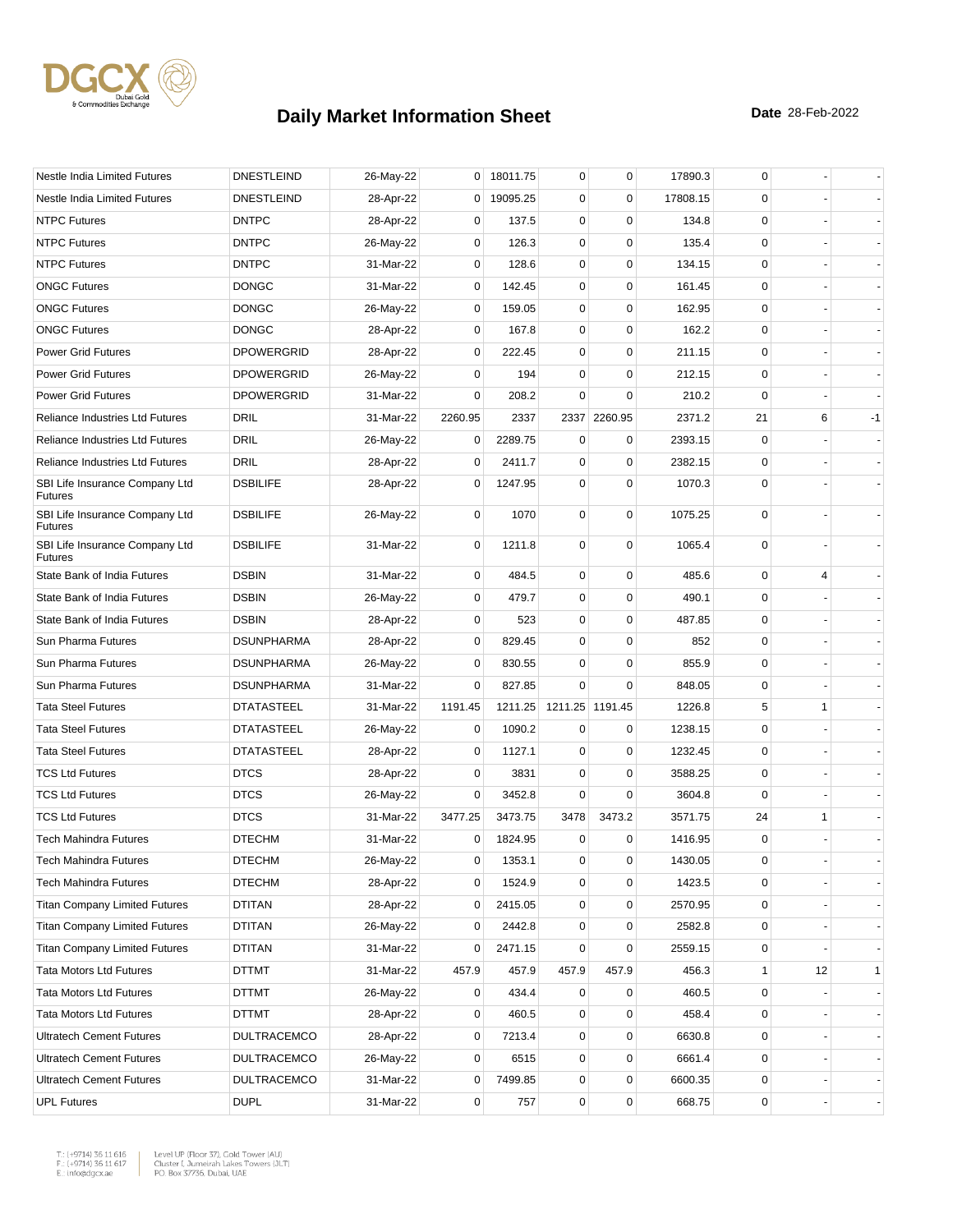# Daily Market Information Sheet

**Date** 28-Feb-2022

| | | | | | | | | | | |
|---|---|---|---|---|---|---|---|---|---|---|
| Nestle India Limited Futures | DNESTLEIND | 26-May-22 | 0 | 18011.75 | 0 | 0 | 17890.3 | 0 | - | - |
| Nestle India Limited Futures | DNESTLEIND | 28-Apr-22 | 0 | 19095.25 | 0 | 0 | 17808.15 | 0 | - | - |
| NTPC Futures | DNTPC | 28-Apr-22 | 0 | 137.5 | 0 | 0 | 134.8 | 0 | - | - |
| NTPC Futures | DNTPC | 26-May-22 | 0 | 126.3 | 0 | 0 | 135.4 | 0 | - | - |
| NTPC Futures | DNTPC | 31-Mar-22 | 0 | 128.6 | 0 | 0 | 134.15 | 0 | - | - |
| ONGC Futures | DONGC | 31-Mar-22 | 0 | 142.45 | 0 | 0 | 161.45 | 0 | - | - |
| ONGC Futures | DONGC | 26-May-22 | 0 | 159.05 | 0 | 0 | 162.95 | 0 | - | - |
| ONGC Futures | DONGC | 28-Apr-22 | 0 | 167.8 | 0 | 0 | 162.2 | 0 | - | - |
| Power Grid Futures | DPOWERGRID | 28-Apr-22 | 0 | 222.45 | 0 | 0 | 211.15 | 0 | - | - |
| Power Grid Futures | DPOWERGRID | 26-May-22 | 0 | 194 | 0 | 0 | 212.15 | 0 | - | - |
| Power Grid Futures | DPOWERGRID | 31-Mar-22 | 0 | 208.2 | 0 | 0 | 210.2 | 0 | - | - |
| Reliance Industries Ltd Futures | DRIL | 31-Mar-22 | 2260.95 | 2337 | 2337 | 2260.95 | 2371.2 | 21 | 6 | -1 |
| Reliance Industries Ltd Futures | DRIL | 26-May-22 | 0 | 2289.75 | 0 | 0 | 2393.15 | 0 | - | - |
| Reliance Industries Ltd Futures | DRIL | 28-Apr-22 | 0 | 2411.7 | 0 | 0 | 2382.15 | 0 | - | - |
| SBI Life Insurance Company Ltd Futures | DSBILIFE | 28-Apr-22 | 0 | 1247.95 | 0 | 0 | 1070.3 | 0 | - | - |
| SBI Life Insurance Company Ltd Futures | DSBILIFE | 26-May-22 | 0 | 1070 | 0 | 0 | 1075.25 | 0 | - | - |
| SBI Life Insurance Company Ltd Futures | DSBILIFE | 31-Mar-22 | 0 | 1211.8 | 0 | 0 | 1065.4 | 0 | - | - |
| State Bank of India Futures | DSBIN | 31-Mar-22 | 0 | 484.5 | 0 | 0 | 485.6 | 0 | 4 | - |
| State Bank of India Futures | DSBIN | 26-May-22 | 0 | 479.7 | 0 | 0 | 490.1 | 0 | - | - |
| State Bank of India Futures | DSBIN | 28-Apr-22 | 0 | 523 | 0 | 0 | 487.85 | 0 | - | - |
| Sun Pharma Futures | DSUNPHARMA | 28-Apr-22 | 0 | 829.45 | 0 | 0 | 852 | 0 | - | - |
| Sun Pharma Futures | DSUNPHARMA | 26-May-22 | 0 | 830.55 | 0 | 0 | 855.9 | 0 | - | - |
| Sun Pharma Futures | DSUNPHARMA | 31-Mar-22 | 0 | 827.85 | 0 | 0 | 848.05 | 0 | - | - |
| Tata Steel Futures | DTATASTEEL | 31-Mar-22 | 1191.45 | 1211.25 | 1211.25 | 1191.45 | 1226.8 | 5 | 1 | - |
| Tata Steel Futures | DTATASTEEL | 26-May-22 | 0 | 1090.2 | 0 | 0 | 1238.15 | 0 | - | - |
| Tata Steel Futures | DTATASTEEL | 28-Apr-22 | 0 | 1127.1 | 0 | 0 | 1232.45 | 0 | - | - |
| TCS Ltd Futures | DTCS | 28-Apr-22 | 0 | 3831 | 0 | 0 | 3588.25 | 0 | - | - |
| TCS Ltd Futures | DTCS | 26-May-22 | 0 | 3452.8 | 0 | 0 | 3604.8 | 0 | - | - |
| TCS Ltd Futures | DTCS | 31-Mar-22 | 3477.25 | 3473.75 | 3478 | 3473.2 | 3571.75 | 24 | 1 | - |
| Tech Mahindra Futures | DTECHM | 31-Mar-22 | 0 | 1824.95 | 0 | 0 | 1416.95 | 0 | - | - |
| Tech Mahindra Futures | DTECHM | 26-May-22 | 0 | 1353.1 | 0 | 0 | 1430.05 | 0 | - | - |
| Tech Mahindra Futures | DTECHM | 28-Apr-22 | 0 | 1524.9 | 0 | 0 | 1423.5 | 0 | - | - |
| Titan Company Limited Futures | DTITAN | 28-Apr-22 | 0 | 2415.05 | 0 | 0 | 2570.95 | 0 | - | - |
| Titan Company Limited Futures | DTITAN | 26-May-22 | 0 | 2442.8 | 0 | 0 | 2582.8 | 0 | - | - |
| Titan Company Limited Futures | DTITAN | 31-Mar-22 | 0 | 2471.15 | 0 | 0 | 2559.15 | 0 | - | - |
| Tata Motors Ltd Futures | DTTMT | 31-Mar-22 | 457.9 | 457.9 | 457.9 | 457.9 | 456.3 | 1 | 12 | 1 |
| Tata Motors Ltd Futures | DTTMT | 26-May-22 | 0 | 434.4 | 0 | 0 | 460.5 | 0 | - | - |
| Tata Motors Ltd Futures | DTTMT | 28-Apr-22 | 0 | 460.5 | 0 | 0 | 458.4 | 0 | - | - |
| Ultratech Cement Futures | DULTRACEMCO | 28-Apr-22 | 0 | 7213.4 | 0 | 0 | 6630.8 | 0 | - | - |
| Ultratech Cement Futures | DULTRACEMCO | 26-May-22 | 0 | 6515 | 0 | 0 | 6661.4 | 0 | - | - |
| Ultratech Cement Futures | DULTRACEMCO | 31-Mar-22 | 0 | 7499.85 | 0 | 0 | 6600.35 | 0 | - | - |
| UPL Futures | DUPL | 31-Mar-22 | 0 | 757 | 0 | 0 | 668.75 | 0 | - | - |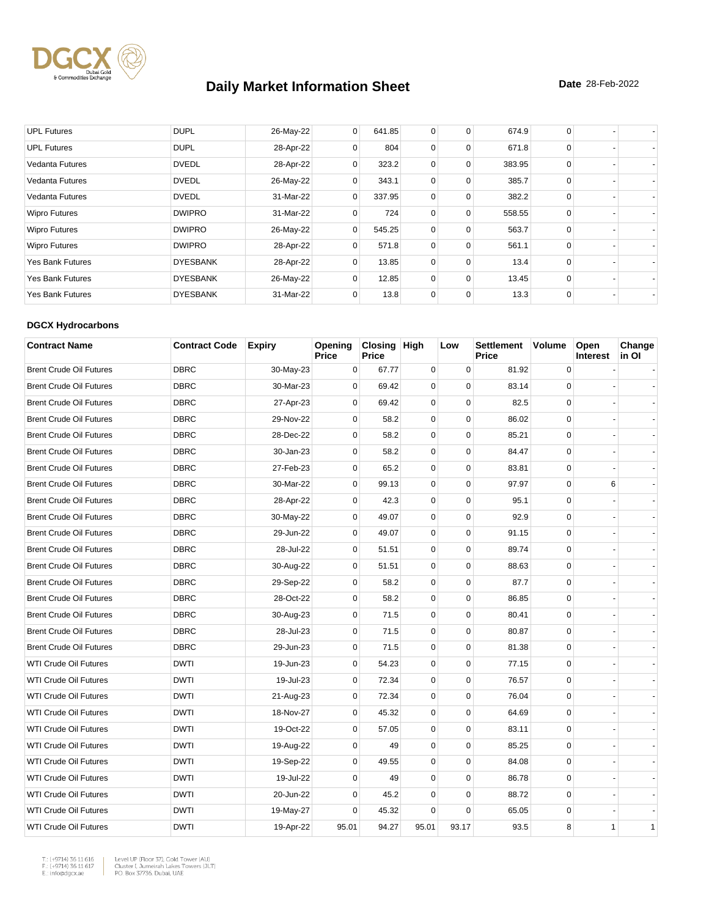# Daily Market Information Sheet

**Date** 28-Feb-2022

| Contract Name | Contract Code | Expiry | Opening Price | Closing Price | High | Low | Settlement Price | Volume | Open Interest | Change in OI |
|---|---|---|---|---|---|---|---|---|---|---|
| UPL Futures | DUPL | 26-May-22 | 0 | 641.85 | 0 | 0 | 674.9 | 0 | - | - |
| UPL Futures | DUPL | 28-Apr-22 | 0 | 804 | 0 | 0 | 671.8 | 0 | - | - |
| Vedanta Futures | DVEDL | 28-Apr-22 | 0 | 323.2 | 0 | 0 | 383.95 | 0 | - | - |
| Vedanta Futures | DVEDL | 26-May-22 | 0 | 343.1 | 0 | 0 | 385.7 | 0 | - | - |
| Vedanta Futures | DVEDL | 31-Mar-22 | 0 | 337.95 | 0 | 0 | 382.2 | 0 | - | - |
| Wipro Futures | DWIPRO | 31-Mar-22 | 0 | 724 | 0 | 0 | 558.55 | 0 | - | - |
| Wipro Futures | DWIPRO | 26-May-22 | 0 | 545.25 | 0 | 0 | 563.7 | 0 | - | - |
| Wipro Futures | DWIPRO | 28-Apr-22 | 0 | 571.8 | 0 | 0 | 561.1 | 0 | - | - |
| Yes Bank Futures | DYESBANK | 28-Apr-22 | 0 | 13.85 | 0 | 0 | 13.4 | 0 | - | - |
| Yes Bank Futures | DYESBANK | 26-May-22 | 0 | 12.85 | 0 | 0 | 13.45 | 0 | - | - |
| Yes Bank Futures | DYESBANK | 31-Mar-22 | 0 | 13.8 | 0 | 0 | 13.3 | 0 | - | - |

### DGCX Hydrocarbons

| Contract Name | Contract Code | Expiry | Opening Price | Closing Price | High | Low | Settlement Price | Volume | Open Interest | Change in OI |
|---|---|---|---|---|---|---|---|---|---|---|
| Brent Crude Oil Futures | DBRC | 30-May-23 | 0 | 67.77 | 0 | 0 | 81.92 | 0 | - | - |
| Brent Crude Oil Futures | DBRC | 30-Mar-23 | 0 | 69.42 | 0 | 0 | 83.14 | 0 | - | - |
| Brent Crude Oil Futures | DBRC | 27-Apr-23 | 0 | 69.42 | 0 | 0 | 82.5 | 0 | - | - |
| Brent Crude Oil Futures | DBRC | 29-Nov-22 | 0 | 58.2 | 0 | 0 | 86.02 | 0 | - | - |
| Brent Crude Oil Futures | DBRC | 28-Dec-22 | 0 | 58.2 | 0 | 0 | 85.21 | 0 | - | - |
| Brent Crude Oil Futures | DBRC | 30-Jan-23 | 0 | 58.2 | 0 | 0 | 84.47 | 0 | - | - |
| Brent Crude Oil Futures | DBRC | 27-Feb-23 | 0 | 65.2 | 0 | 0 | 83.81 | 0 | - | - |
| Brent Crude Oil Futures | DBRC | 30-Mar-22 | 0 | 99.13 | 0 | 0 | 97.97 | 0 | 6 | - |
| Brent Crude Oil Futures | DBRC | 28-Apr-22 | 0 | 42.3 | 0 | 0 | 95.1 | 0 | - | - |
| Brent Crude Oil Futures | DBRC | 30-May-22 | 0 | 49.07 | 0 | 0 | 92.9 | 0 | - | - |
| Brent Crude Oil Futures | DBRC | 29-Jun-22 | 0 | 49.07 | 0 | 0 | 91.15 | 0 | - | - |
| Brent Crude Oil Futures | DBRC | 28-Jul-22 | 0 | 51.51 | 0 | 0 | 89.74 | 0 | - | - |
| Brent Crude Oil Futures | DBRC | 30-Aug-22 | 0 | 51.51 | 0 | 0 | 88.63 | 0 | - | - |
| Brent Crude Oil Futures | DBRC | 29-Sep-22 | 0 | 58.2 | 0 | 0 | 87.7 | 0 | - | - |
| Brent Crude Oil Futures | DBRC | 28-Oct-22 | 0 | 58.2 | 0 | 0 | 86.85 | 0 | - | - |
| Brent Crude Oil Futures | DBRC | 30-Aug-23 | 0 | 71.5 | 0 | 0 | 80.41 | 0 | - | - |
| Brent Crude Oil Futures | DBRC | 28-Jul-23 | 0 | 71.5 | 0 | 0 | 80.87 | 0 | - | - |
| Brent Crude Oil Futures | DBRC | 29-Jun-23 | 0 | 71.5 | 0 | 0 | 81.38 | 0 | - | - |
| WTI Crude Oil Futures | DWTI | 19-Jun-23 | 0 | 54.23 | 0 | 0 | 77.15 | 0 | - | - |
| WTI Crude Oil Futures | DWTI | 19-Jul-23 | 0 | 72.34 | 0 | 0 | 76.57 | 0 | - | - |
| WTI Crude Oil Futures | DWTI | 21-Aug-23 | 0 | 72.34 | 0 | 0 | 76.04 | 0 | - | - |
| WTI Crude Oil Futures | DWTI | 18-Nov-27 | 0 | 45.32 | 0 | 0 | 64.69 | 0 | - | - |
| WTI Crude Oil Futures | DWTI | 19-Oct-22 | 0 | 57.05 | 0 | 0 | 83.11 | 0 | - | - |
| WTI Crude Oil Futures | DWTI | 19-Aug-22 | 0 | 49 | 0 | 0 | 85.25 | 0 | - | - |
| WTI Crude Oil Futures | DWTI | 19-Sep-22 | 0 | 49.55 | 0 | 0 | 84.08 | 0 | - | - |
| WTI Crude Oil Futures | DWTI | 19-Jul-22 | 0 | 49 | 0 | 0 | 86.78 | 0 | - | - |
| WTI Crude Oil Futures | DWTI | 20-Jun-22 | 0 | 45.2 | 0 | 0 | 88.72 | 0 | - | - |
| WTI Crude Oil Futures | DWTI | 19-May-27 | 0 | 45.32 | 0 | 0 | 65.05 | 0 | - | - |
| WTI Crude Oil Futures | DWTI | 19-Apr-22 | 95.01 | 94.27 | 95.01 | 93.17 | 93.5 | 8 | 1 | 1 |

T.: (+9714) 36 11 616
F.: (+9714) 36 11 617
E.: info@dgcx.ae

Level UP (Floor 37), Gold Tower (AU)
Cluster I, Jumeirah Lakes Towers (JLT)
P.O. Box 37736, Dubai, UAE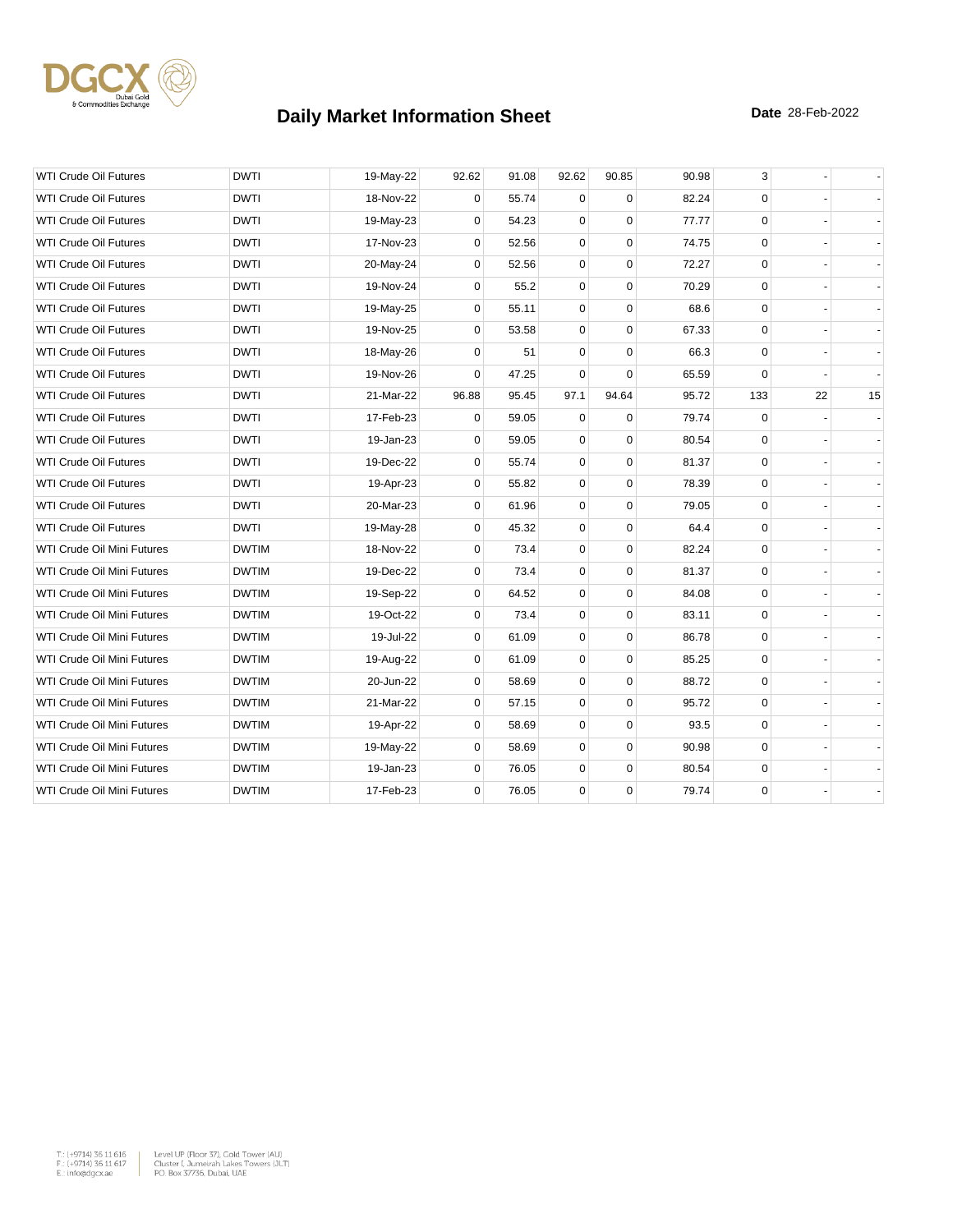# Daily Market Information Sheet

**Date** 28-Feb-2022

| | | | | | | | | | | |
|---|---|---|---|---|---|---|---|---|---|---|
| WTI Crude Oil Futures | DWTI | 19-May-22 | 92.62 | 91.08 | 92.62 | 90.85 | 90.98 | 3 | - | - |
| WTI Crude Oil Futures | DWTI | 18-Nov-22 | 0 | 55.74 | 0 | 0 | 82.24 | 0 | - | - |
| WTI Crude Oil Futures | DWTI | 19-May-23 | 0 | 54.23 | 0 | 0 | 77.77 | 0 | - | - |
| WTI Crude Oil Futures | DWTI | 17-Nov-23 | 0 | 52.56 | 0 | 0 | 74.75 | 0 | - | - |
| WTI Crude Oil Futures | DWTI | 20-May-24 | 0 | 52.56 | 0 | 0 | 72.27 | 0 | - | - |
| WTI Crude Oil Futures | DWTI | 19-Nov-24 | 0 | 55.2 | 0 | 0 | 70.29 | 0 | - | - |
| WTI Crude Oil Futures | DWTI | 19-May-25 | 0 | 55.11 | 0 | 0 | 68.6 | 0 | - | - |
| WTI Crude Oil Futures | DWTI | 19-Nov-25 | 0 | 53.58 | 0 | 0 | 67.33 | 0 | - | - |
| WTI Crude Oil Futures | DWTI | 18-May-26 | 0 | 51 | 0 | 0 | 66.3 | 0 | - | - |
| WTI Crude Oil Futures | DWTI | 19-Nov-26 | 0 | 47.25 | 0 | 0 | 65.59 | 0 | - | - |
| WTI Crude Oil Futures | DWTI | 21-Mar-22 | 96.88 | 95.45 | 97.1 | 94.64 | 95.72 | 133 | 22 | 15 |
| WTI Crude Oil Futures | DWTI | 17-Feb-23 | 0 | 59.05 | 0 | 0 | 79.74 | 0 | - | - |
| WTI Crude Oil Futures | DWTI | 19-Jan-23 | 0 | 59.05 | 0 | 0 | 80.54 | 0 | - | - |
| WTI Crude Oil Futures | DWTI | 19-Dec-22 | 0 | 55.74 | 0 | 0 | 81.37 | 0 | - | - |
| WTI Crude Oil Futures | DWTI | 19-Apr-23 | 0 | 55.82 | 0 | 0 | 78.39 | 0 | - | - |
| WTI Crude Oil Futures | DWTI | 20-Mar-23 | 0 | 61.96 | 0 | 0 | 79.05 | 0 | - | - |
| WTI Crude Oil Futures | DWTI | 19-May-28 | 0 | 45.32 | 0 | 0 | 64.4 | 0 | - | - |
| WTI Crude Oil Mini Futures | DWTIM | 18-Nov-22 | 0 | 73.4 | 0 | 0 | 82.24 | 0 | - | - |
| WTI Crude Oil Mini Futures | DWTIM | 19-Dec-22 | 0 | 73.4 | 0 | 0 | 81.37 | 0 | - | - |
| WTI Crude Oil Mini Futures | DWTIM | 19-Sep-22 | 0 | 64.52 | 0 | 0 | 84.08 | 0 | - | - |
| WTI Crude Oil Mini Futures | DWTIM | 19-Oct-22 | 0 | 73.4 | 0 | 0 | 83.11 | 0 | - | - |
| WTI Crude Oil Mini Futures | DWTIM | 19-Jul-22 | 0 | 61.09 | 0 | 0 | 86.78 | 0 | - | - |
| WTI Crude Oil Mini Futures | DWTIM | 19-Aug-22 | 0 | 61.09 | 0 | 0 | 85.25 | 0 | - | - |
| WTI Crude Oil Mini Futures | DWTIM | 20-Jun-22 | 0 | 58.69 | 0 | 0 | 88.72 | 0 | - | - |
| WTI Crude Oil Mini Futures | DWTIM | 21-Mar-22 | 0 | 57.15 | 0 | 0 | 95.72 | 0 | - | - |
| WTI Crude Oil Mini Futures | DWTIM | 19-Apr-22 | 0 | 58.69 | 0 | 0 | 93.5 | 0 | - | - |
| WTI Crude Oil Mini Futures | DWTIM | 19-May-22 | 0 | 58.69 | 0 | 0 | 90.98 | 0 | - | - |
| WTI Crude Oil Mini Futures | DWTIM | 19-Jan-23 | 0 | 76.05 | 0 | 0 | 80.54 | 0 | - | - |
| WTI Crude Oil Mini Futures | DWTIM | 17-Feb-23 | 0 | 76.05 | 0 | 0 | 79.74 | 0 | - | - |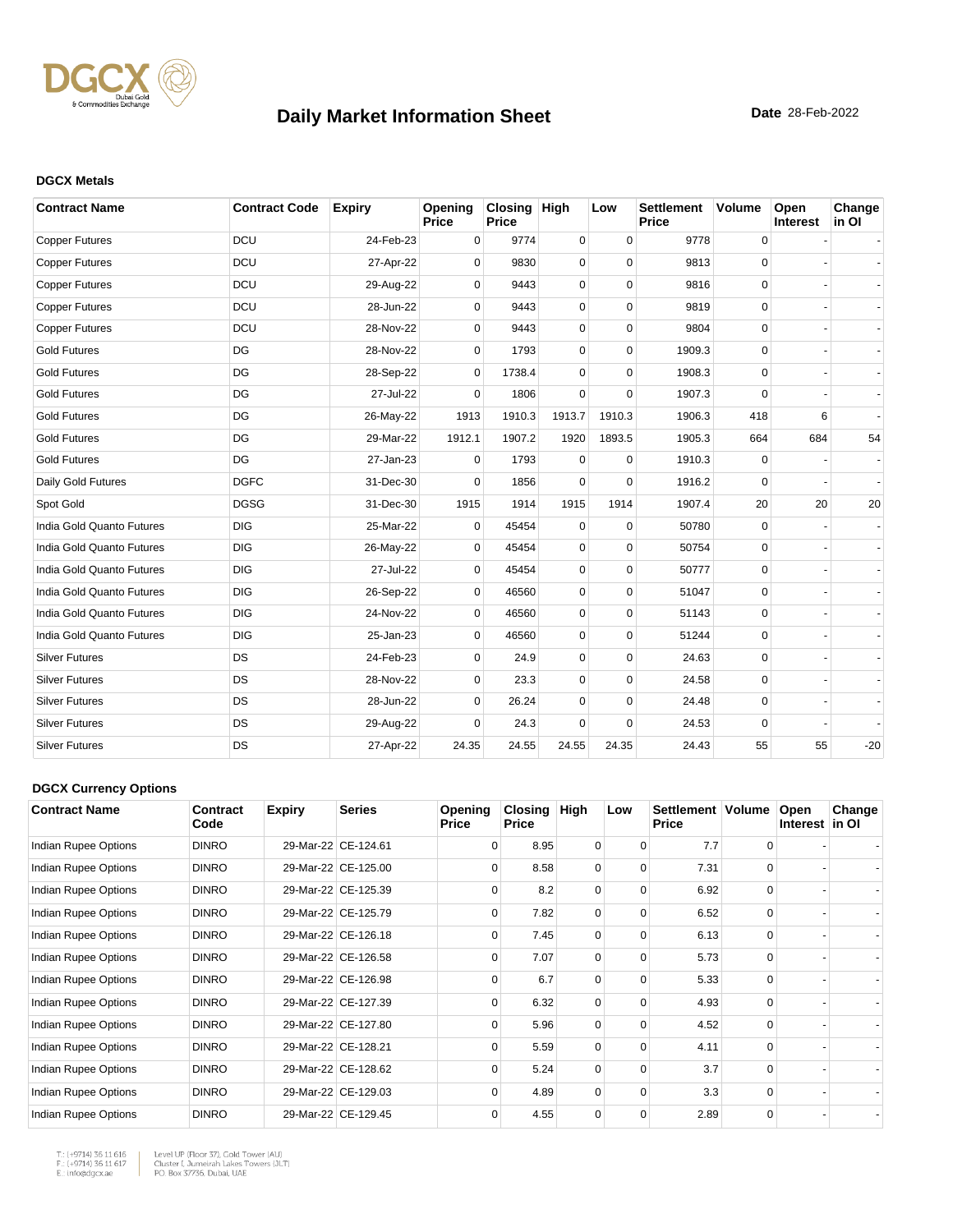# Daily Market Information Sheet

**Date** 28-Feb-2022

### DGCX Metals

| Contract Name | Contract Code | Expiry | Opening Price | Closing Price | High | Low | Settlement Price | Volume | Open Interest | Change in OI |
|---|---|---|---|---|---|---|---|---|---|---|
| Copper Futures | DCU | 24-Feb-23 | 0 | 9774 | 0 | 0 | 9778 | 0 | - | - |
| Copper Futures | DCU | 27-Apr-22 | 0 | 9830 | 0 | 0 | 9813 | 0 | - | - |
| Copper Futures | DCU | 29-Aug-22 | 0 | 9443 | 0 | 0 | 9816 | 0 | - | - |
| Copper Futures | DCU | 28-Jun-22 | 0 | 9443 | 0 | 0 | 9819 | 0 | - | - |
| Copper Futures | DCU | 28-Nov-22 | 0 | 9443 | 0 | 0 | 9804 | 0 | - | - |
| Gold Futures | DG | 28-Nov-22 | 0 | 1793 | 0 | 0 | 1909.3 | 0 | - | - |
| Gold Futures | DG | 28-Sep-22 | 0 | 1738.4 | 0 | 0 | 1908.3 | 0 | - | - |
| Gold Futures | DG | 27-Jul-22 | 0 | 1806 | 0 | 0 | 1907.3 | 0 | - | - |
| Gold Futures | DG | 26-May-22 | 1913 | 1910.3 | 1913.7 | 1910.3 | 1906.3 | 418 | 6 | - |
| Gold Futures | DG | 29-Mar-22 | 1912.1 | 1907.2 | 1920 | 1893.5 | 1905.3 | 664 | 684 | 54 |
| Gold Futures | DG | 27-Jan-23 | 0 | 1793 | 0 | 0 | 1910.3 | 0 | - | - |
| Daily Gold Futures | DGFC | 31-Dec-30 | 0 | 1856 | 0 | 0 | 1916.2 | 0 | - | - |
| Spot Gold | DGSG | 31-Dec-30 | 1915 | 1914 | 1915 | 1914 | 1907.4 | 20 | 20 | 20 |
| India Gold Quanto Futures | DIG | 25-Mar-22 | 0 | 45454 | 0 | 0 | 50780 | 0 | - | - |
| India Gold Quanto Futures | DIG | 26-May-22 | 0 | 45454 | 0 | 0 | 50754 | 0 | - | - |
| India Gold Quanto Futures | DIG | 27-Jul-22 | 0 | 45454 | 0 | 0 | 50777 | 0 | - | - |
| India Gold Quanto Futures | DIG | 26-Sep-22 | 0 | 46560 | 0 | 0 | 51047 | 0 | - | - |
| India Gold Quanto Futures | DIG | 24-Nov-22 | 0 | 46560 | 0 | 0 | 51143 | 0 | - | - |
| India Gold Quanto Futures | DIG | 25-Jan-23 | 0 | 46560 | 0 | 0 | 51244 | 0 | - | - |
| Silver Futures | DS | 24-Feb-23 | 0 | 24.9 | 0 | 0 | 24.63 | 0 | - | - |
| Silver Futures | DS | 28-Nov-22 | 0 | 23.3 | 0 | 0 | 24.58 | 0 | - | - |
| Silver Futures | DS | 28-Jun-22 | 0 | 26.24 | 0 | 0 | 24.48 | 0 | - | - |
| Silver Futures | DS | 29-Aug-22 | 0 | 24.3 | 0 | 0 | 24.53 | 0 | - | - |
| Silver Futures | DS | 27-Apr-22 | 24.35 | 24.55 | 24.55 | 24.35 | 24.43 | 55 | 55 | -20 |

### DGCX Currency Options

| Contract Name | Contract Code | Expiry | Series | Opening Price | Closing Price | High | Low | Settlement Price | Volume | Open Interest | Change in OI |
|---|---|---|---|---|---|---|---|---|---|---|---|
| Indian Rupee Options | DINRO | 29-Mar-22 | CE-124.61 | 0 | 8.95 | 0 | 0 | 7.7 | 0 | - | - |
| Indian Rupee Options | DINRO | 29-Mar-22 | CE-125.00 | 0 | 8.58 | 0 | 0 | 7.31 | 0 | - | - |
| Indian Rupee Options | DINRO | 29-Mar-22 | CE-125.39 | 0 | 8.2 | 0 | 0 | 6.92 | 0 | - | - |
| Indian Rupee Options | DINRO | 29-Mar-22 | CE-125.79 | 0 | 7.82 | 0 | 0 | 6.52 | 0 | - | - |
| Indian Rupee Options | DINRO | 29-Mar-22 | CE-126.18 | 0 | 7.45 | 0 | 0 | 6.13 | 0 | - | - |
| Indian Rupee Options | DINRO | 29-Mar-22 | CE-126.58 | 0 | 7.07 | 0 | 0 | 5.73 | 0 | - | - |
| Indian Rupee Options | DINRO | 29-Mar-22 | CE-126.98 | 0 | 6.7 | 0 | 0 | 5.33 | 0 | - | - |
| Indian Rupee Options | DINRO | 29-Mar-22 | CE-127.39 | 0 | 6.32 | 0 | 0 | 4.93 | 0 | - | - |
| Indian Rupee Options | DINRO | 29-Mar-22 | CE-127.80 | 0 | 5.96 | 0 | 0 | 4.52 | 0 | - | - |
| Indian Rupee Options | DINRO | 29-Mar-22 | CE-128.21 | 0 | 5.59 | 0 | 0 | 4.11 | 0 | - | - |
| Indian Rupee Options | DINRO | 29-Mar-22 | CE-128.62 | 0 | 5.24 | 0 | 0 | 3.7 | 0 | - | - |
| Indian Rupee Options | DINRO | 29-Mar-22 | CE-129.03 | 0 | 4.89 | 0 | 0 | 3.3 | 0 | - | - |
| Indian Rupee Options | DINRO | 29-Mar-22 | CE-129.45 | 0 | 4.55 | 0 | 0 | 2.89 | 0 | - | - |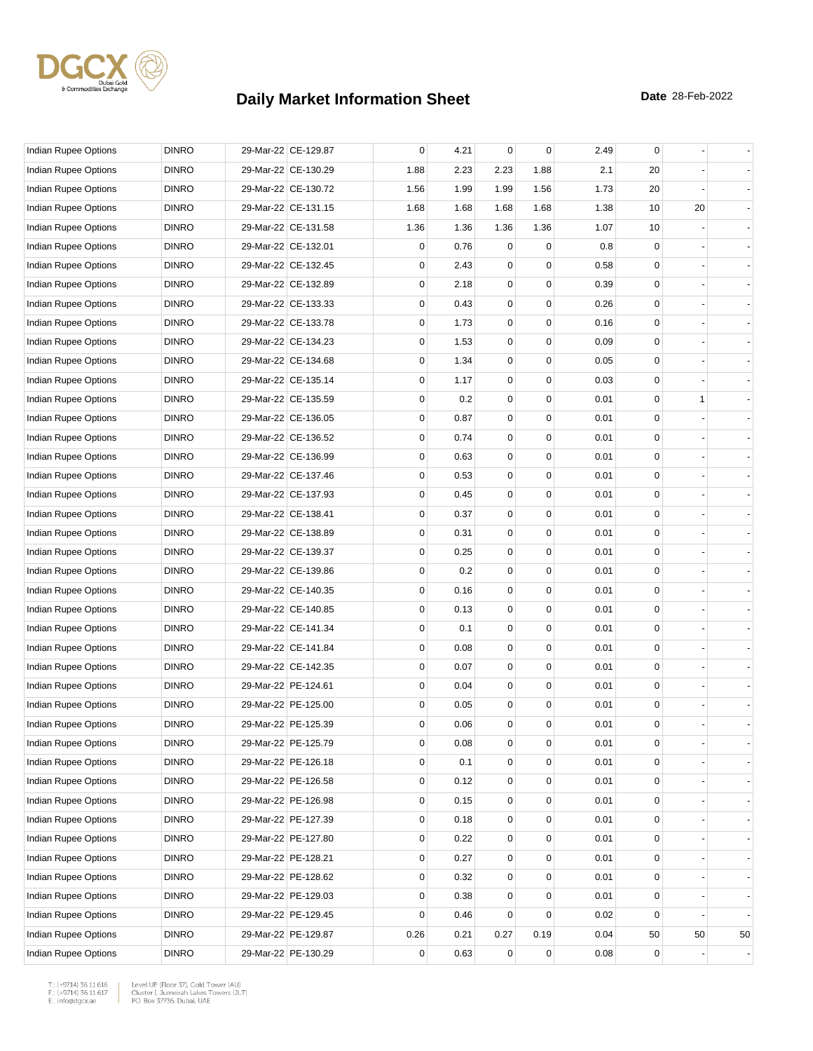# Daily Market Information Sheet

**Date** 28-Feb-2022

| | | | | | | | | | | | |
|---|---|---|---|---|---|---|---|---|---|---|---|
| Indian Rupee Options | DINRO | 29-Mar-22 | CE-129.87 | 0 | 4.21 | 0 | 0 | 2.49 | 0 | - | - |
| Indian Rupee Options | DINRO | 29-Mar-22 | CE-130.29 | 1.88 | 2.23 | 2.23 | 1.88 | 2.1 | 20 | - | - |
| Indian Rupee Options | DINRO | 29-Mar-22 | CE-130.72 | 1.56 | 1.99 | 1.99 | 1.56 | 1.73 | 20 | - | - |
| Indian Rupee Options | DINRO | 29-Mar-22 | CE-131.15 | 1.68 | 1.68 | 1.68 | 1.68 | 1.38 | 10 | 20 | - |
| Indian Rupee Options | DINRO | 29-Mar-22 | CE-131.58 | 1.36 | 1.36 | 1.36 | 1.36 | 1.07 | 10 | - | - |
| Indian Rupee Options | DINRO | 29-Mar-22 | CE-132.01 | 0 | 0.76 | 0 | 0 | 0.8 | 0 | - | - |
| Indian Rupee Options | DINRO | 29-Mar-22 | CE-132.45 | 0 | 2.43 | 0 | 0 | 0.58 | 0 | - | - |
| Indian Rupee Options | DINRO | 29-Mar-22 | CE-132.89 | 0 | 2.18 | 0 | 0 | 0.39 | 0 | - | - |
| Indian Rupee Options | DINRO | 29-Mar-22 | CE-133.33 | 0 | 0.43 | 0 | 0 | 0.26 | 0 | - | - |
| Indian Rupee Options | DINRO | 29-Mar-22 | CE-133.78 | 0 | 1.73 | 0 | 0 | 0.16 | 0 | - | - |
| Indian Rupee Options | DINRO | 29-Mar-22 | CE-134.23 | 0 | 1.53 | 0 | 0 | 0.09 | 0 | - | - |
| Indian Rupee Options | DINRO | 29-Mar-22 | CE-134.68 | 0 | 1.34 | 0 | 0 | 0.05 | 0 | - | - |
| Indian Rupee Options | DINRO | 29-Mar-22 | CE-135.14 | 0 | 1.17 | 0 | 0 | 0.03 | 0 | - | - |
| Indian Rupee Options | DINRO | 29-Mar-22 | CE-135.59 | 0 | 0.2 | 0 | 0 | 0.01 | 0 | 1 | - |
| Indian Rupee Options | DINRO | 29-Mar-22 | CE-136.05 | 0 | 0.87 | 0 | 0 | 0.01 | 0 | - | - |
| Indian Rupee Options | DINRO | 29-Mar-22 | CE-136.52 | 0 | 0.74 | 0 | 0 | 0.01 | 0 | - | - |
| Indian Rupee Options | DINRO | 29-Mar-22 | CE-136.99 | 0 | 0.63 | 0 | 0 | 0.01 | 0 | - | - |
| Indian Rupee Options | DINRO | 29-Mar-22 | CE-137.46 | 0 | 0.53 | 0 | 0 | 0.01 | 0 | - | - |
| Indian Rupee Options | DINRO | 29-Mar-22 | CE-137.93 | 0 | 0.45 | 0 | 0 | 0.01 | 0 | - | - |
| Indian Rupee Options | DINRO | 29-Mar-22 | CE-138.41 | 0 | 0.37 | 0 | 0 | 0.01 | 0 | - | - |
| Indian Rupee Options | DINRO | 29-Mar-22 | CE-138.89 | 0 | 0.31 | 0 | 0 | 0.01 | 0 | - | - |
| Indian Rupee Options | DINRO | 29-Mar-22 | CE-139.37 | 0 | 0.25 | 0 | 0 | 0.01 | 0 | - | - |
| Indian Rupee Options | DINRO | 29-Mar-22 | CE-139.86 | 0 | 0.2 | 0 | 0 | 0.01 | 0 | - | - |
| Indian Rupee Options | DINRO | 29-Mar-22 | CE-140.35 | 0 | 0.16 | 0 | 0 | 0.01 | 0 | - | - |
| Indian Rupee Options | DINRO | 29-Mar-22 | CE-140.85 | 0 | 0.13 | 0 | 0 | 0.01 | 0 | - | - |
| Indian Rupee Options | DINRO | 29-Mar-22 | CE-141.34 | 0 | 0.1 | 0 | 0 | 0.01 | 0 | - | - |
| Indian Rupee Options | DINRO | 29-Mar-22 | CE-141.84 | 0 | 0.08 | 0 | 0 | 0.01 | 0 | - | - |
| Indian Rupee Options | DINRO | 29-Mar-22 | CE-142.35 | 0 | 0.07 | 0 | 0 | 0.01 | 0 | - | - |
| Indian Rupee Options | DINRO | 29-Mar-22 | PE-124.61 | 0 | 0.04 | 0 | 0 | 0.01 | 0 | - | - |
| Indian Rupee Options | DINRO | 29-Mar-22 | PE-125.00 | 0 | 0.05 | 0 | 0 | 0.01 | 0 | - | - |
| Indian Rupee Options | DINRO | 29-Mar-22 | PE-125.39 | 0 | 0.06 | 0 | 0 | 0.01 | 0 | - | - |
| Indian Rupee Options | DINRO | 29-Mar-22 | PE-125.79 | 0 | 0.08 | 0 | 0 | 0.01 | 0 | - | - |
| Indian Rupee Options | DINRO | 29-Mar-22 | PE-126.18 | 0 | 0.1 | 0 | 0 | 0.01 | 0 | - | - |
| Indian Rupee Options | DINRO | 29-Mar-22 | PE-126.58 | 0 | 0.12 | 0 | 0 | 0.01 | 0 | - | - |
| Indian Rupee Options | DINRO | 29-Mar-22 | PE-126.98 | 0 | 0.15 | 0 | 0 | 0.01 | 0 | - | - |
| Indian Rupee Options | DINRO | 29-Mar-22 | PE-127.39 | 0 | 0.18 | 0 | 0 | 0.01 | 0 | - | - |
| Indian Rupee Options | DINRO | 29-Mar-22 | PE-127.80 | 0 | 0.22 | 0 | 0 | 0.01 | 0 | - | - |
| Indian Rupee Options | DINRO | 29-Mar-22 | PE-128.21 | 0 | 0.27 | 0 | 0 | 0.01 | 0 | - | - |
| Indian Rupee Options | DINRO | 29-Mar-22 | PE-128.62 | 0 | 0.32 | 0 | 0 | 0.01 | 0 | - | - |
| Indian Rupee Options | DINRO | 29-Mar-22 | PE-129.03 | 0 | 0.38 | 0 | 0 | 0.01 | 0 | - | - |
| Indian Rupee Options | DINRO | 29-Mar-22 | PE-129.45 | 0 | 0.46 | 0 | 0 | 0.02 | 0 | - | - |
| Indian Rupee Options | DINRO | 29-Mar-22 | PE-129.87 | 0.26 | 0.21 | 0.27 | 0.19 | 0.04 | 50 | 50 | 50 |
| Indian Rupee Options | DINRO | 29-Mar-22 | PE-130.29 | 0 | 0.63 | 0 | 0 | 0.08 | 0 | - | - |

T.: (+9714) 36 11 616
F.: (+9714) 36 11 617
E.: info@dgcx.ae

Level UP (Floor 37), Gold Tower (AU)
Cluster I, Jumeirah Lakes Towers (JLT)
P.O. Box 37736, Dubai, UAE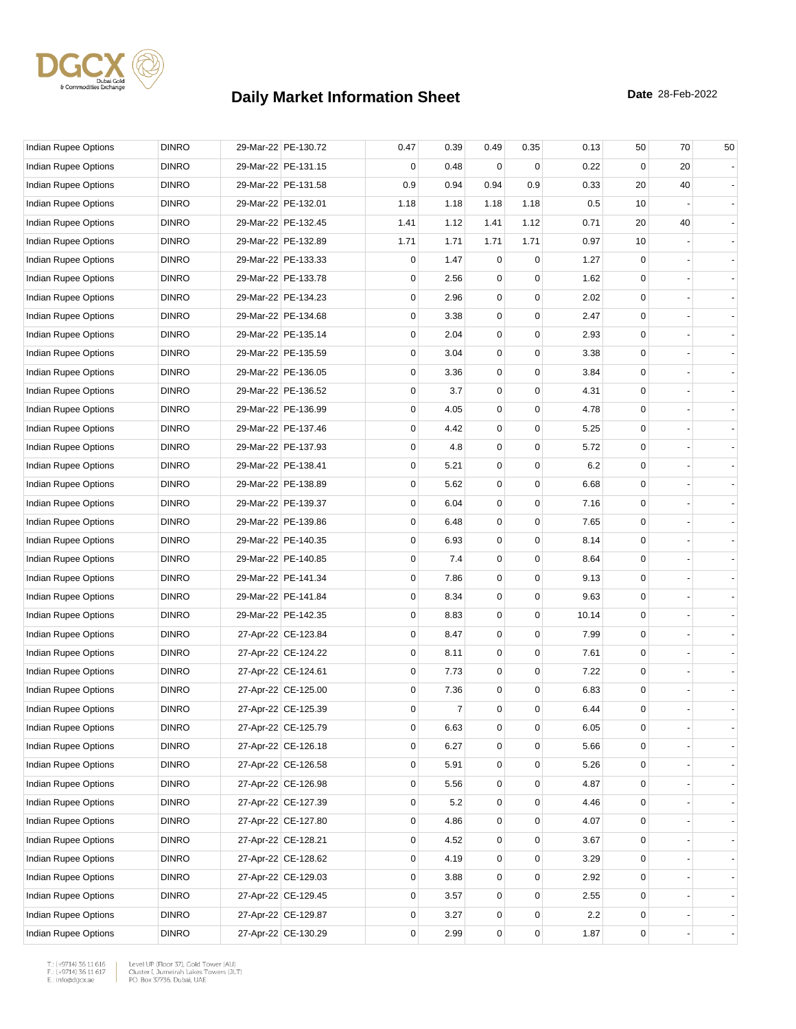# Daily Market Information Sheet

**Date** 28-Feb-2022

| | | | | | | | | | | | |
|---|---|---|---|---|---|---|---|---|---|---|---|
| Indian Rupee Options | DINRO | 29-Mar-22 | PE-130.72 | 0.47 | 0.39 | 0.49 | 0.35 | 0.13 | 50 | 70 | 50 |
| Indian Rupee Options | DINRO | 29-Mar-22 | PE-131.15 | 0 | 0.48 | 0 | 0 | 0.22 | 0 | 20 | - |
| Indian Rupee Options | DINRO | 29-Mar-22 | PE-131.58 | 0.9 | 0.94 | 0.94 | 0.9 | 0.33 | 20 | 40 | - |
| Indian Rupee Options | DINRO | 29-Mar-22 | PE-132.01 | 1.18 | 1.18 | 1.18 | 1.18 | 0.5 | 10 | - | - |
| Indian Rupee Options | DINRO | 29-Mar-22 | PE-132.45 | 1.41 | 1.12 | 1.41 | 1.12 | 0.71 | 20 | 40 | - |
| Indian Rupee Options | DINRO | 29-Mar-22 | PE-132.89 | 1.71 | 1.71 | 1.71 | 1.71 | 0.97 | 10 | - | - |
| Indian Rupee Options | DINRO | 29-Mar-22 | PE-133.33 | 0 | 1.47 | 0 | 0 | 1.27 | 0 | - | - |
| Indian Rupee Options | DINRO | 29-Mar-22 | PE-133.78 | 0 | 2.56 | 0 | 0 | 1.62 | 0 | - | - |
| Indian Rupee Options | DINRO | 29-Mar-22 | PE-134.23 | 0 | 2.96 | 0 | 0 | 2.02 | 0 | - | - |
| Indian Rupee Options | DINRO | 29-Mar-22 | PE-134.68 | 0 | 3.38 | 0 | 0 | 2.47 | 0 | - | - |
| Indian Rupee Options | DINRO | 29-Mar-22 | PE-135.14 | 0 | 2.04 | 0 | 0 | 2.93 | 0 | - | - |
| Indian Rupee Options | DINRO | 29-Mar-22 | PE-135.59 | 0 | 3.04 | 0 | 0 | 3.38 | 0 | - | - |
| Indian Rupee Options | DINRO | 29-Mar-22 | PE-136.05 | 0 | 3.36 | 0 | 0 | 3.84 | 0 | - | - |
| Indian Rupee Options | DINRO | 29-Mar-22 | PE-136.52 | 0 | 3.7 | 0 | 0 | 4.31 | 0 | - | - |
| Indian Rupee Options | DINRO | 29-Mar-22 | PE-136.99 | 0 | 4.05 | 0 | 0 | 4.78 | 0 | - | - |
| Indian Rupee Options | DINRO | 29-Mar-22 | PE-137.46 | 0 | 4.42 | 0 | 0 | 5.25 | 0 | - | - |
| Indian Rupee Options | DINRO | 29-Mar-22 | PE-137.93 | 0 | 4.8 | 0 | 0 | 5.72 | 0 | - | - |
| Indian Rupee Options | DINRO | 29-Mar-22 | PE-138.41 | 0 | 5.21 | 0 | 0 | 6.2 | 0 | - | - |
| Indian Rupee Options | DINRO | 29-Mar-22 | PE-138.89 | 0 | 5.62 | 0 | 0 | 6.68 | 0 | - | - |
| Indian Rupee Options | DINRO | 29-Mar-22 | PE-139.37 | 0 | 6.04 | 0 | 0 | 7.16 | 0 | - | - |
| Indian Rupee Options | DINRO | 29-Mar-22 | PE-139.86 | 0 | 6.48 | 0 | 0 | 7.65 | 0 | - | - |
| Indian Rupee Options | DINRO | 29-Mar-22 | PE-140.35 | 0 | 6.93 | 0 | 0 | 8.14 | 0 | - | - |
| Indian Rupee Options | DINRO | 29-Mar-22 | PE-140.85 | 0 | 7.4 | 0 | 0 | 8.64 | 0 | - | - |
| Indian Rupee Options | DINRO | 29-Mar-22 | PE-141.34 | 0 | 7.86 | 0 | 0 | 9.13 | 0 | - | - |
| Indian Rupee Options | DINRO | 29-Mar-22 | PE-141.84 | 0 | 8.34 | 0 | 0 | 9.63 | 0 | - | - |
| Indian Rupee Options | DINRO | 29-Mar-22 | PE-142.35 | 0 | 8.83 | 0 | 0 | 10.14 | 0 | - | - |
| Indian Rupee Options | DINRO | 27-Apr-22 | CE-123.84 | 0 | 8.47 | 0 | 0 | 7.99 | 0 | - | - |
| Indian Rupee Options | DINRO | 27-Apr-22 | CE-124.22 | 0 | 8.11 | 0 | 0 | 7.61 | 0 | - | - |
| Indian Rupee Options | DINRO | 27-Apr-22 | CE-124.61 | 0 | 7.73 | 0 | 0 | 7.22 | 0 | - | - |
| Indian Rupee Options | DINRO | 27-Apr-22 | CE-125.00 | 0 | 7.36 | 0 | 0 | 6.83 | 0 | - | - |
| Indian Rupee Options | DINRO | 27-Apr-22 | CE-125.39 | 0 | 7 | 0 | 0 | 6.44 | 0 | - | - |
| Indian Rupee Options | DINRO | 27-Apr-22 | CE-125.79 | 0 | 6.63 | 0 | 0 | 6.05 | 0 | - | - |
| Indian Rupee Options | DINRO | 27-Apr-22 | CE-126.18 | 0 | 6.27 | 0 | 0 | 5.66 | 0 | - | - |
| Indian Rupee Options | DINRO | 27-Apr-22 | CE-126.58 | 0 | 5.91 | 0 | 0 | 5.26 | 0 | - | - |
| Indian Rupee Options | DINRO | 27-Apr-22 | CE-126.98 | 0 | 5.56 | 0 | 0 | 4.87 | 0 | - | - |
| Indian Rupee Options | DINRO | 27-Apr-22 | CE-127.39 | 0 | 5.2 | 0 | 0 | 4.46 | 0 | - | - |
| Indian Rupee Options | DINRO | 27-Apr-22 | CE-127.80 | 0 | 4.86 | 0 | 0 | 4.07 | 0 | - | - |
| Indian Rupee Options | DINRO | 27-Apr-22 | CE-128.21 | 0 | 4.52 | 0 | 0 | 3.67 | 0 | - | - |
| Indian Rupee Options | DINRO | 27-Apr-22 | CE-128.62 | 0 | 4.19 | 0 | 0 | 3.29 | 0 | - | - |
| Indian Rupee Options | DINRO | 27-Apr-22 | CE-129.03 | 0 | 3.88 | 0 | 0 | 2.92 | 0 | - | - |
| Indian Rupee Options | DINRO | 27-Apr-22 | CE-129.45 | 0 | 3.57 | 0 | 0 | 2.55 | 0 | - | - |
| Indian Rupee Options | DINRO | 27-Apr-22 | CE-129.87 | 0 | 3.27 | 0 | 0 | 2.2 | 0 | - | - |
| Indian Rupee Options | DINRO | 27-Apr-22 | CE-130.29 | 0 | 2.99 | 0 | 0 | 1.87 | 0 | - | - |

T.: (+9714) 36 11 616
F.: (+9714) 36 11 617
E.: info@dgcx.ae

Level UP (Floor 37), Gold Tower (AU)
Cluster I, Jumeirah Lakes Towers (JLT)
P.O. Box 37736, Dubai, UAE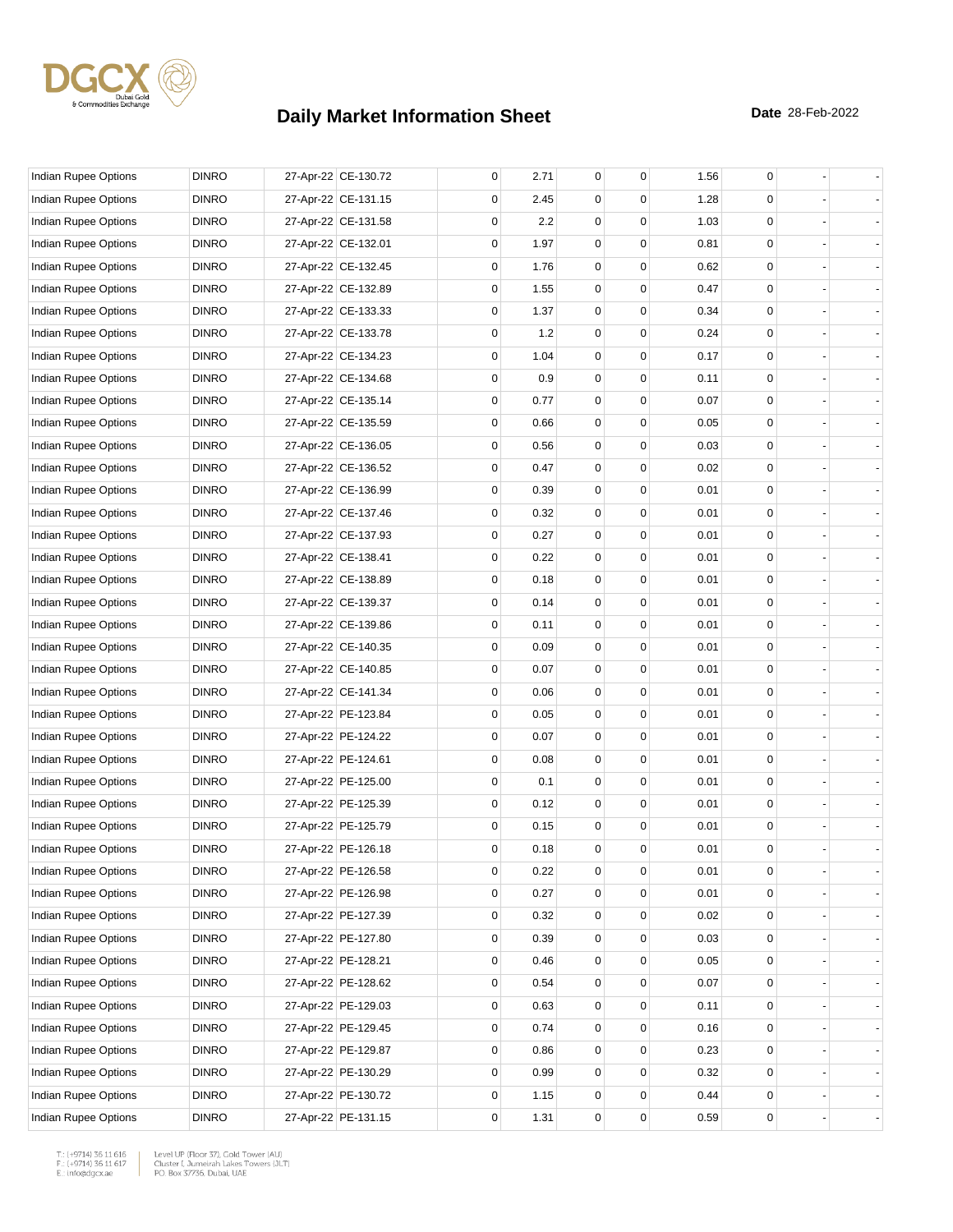| | | | | | | | | | | | |
|---|---|---|---|---|---|---|---|---|---|---|---|
| Indian Rupee Options | DINRO | 27-Apr-22 | CE-130.72 | 0 | 2.71 | 0 | 0 | 1.56 | 0 | - | - |
| Indian Rupee Options | DINRO | 27-Apr-22 | CE-131.15 | 0 | 2.45 | 0 | 0 | 1.28 | 0 | - | - |
| Indian Rupee Options | DINRO | 27-Apr-22 | CE-131.58 | 0 | 2.2 | 0 | 0 | 1.03 | 0 | - | - |
| Indian Rupee Options | DINRO | 27-Apr-22 | CE-132.01 | 0 | 1.97 | 0 | 0 | 0.81 | 0 | - | - |
| Indian Rupee Options | DINRO | 27-Apr-22 | CE-132.45 | 0 | 1.76 | 0 | 0 | 0.62 | 0 | - | - |
| Indian Rupee Options | DINRO | 27-Apr-22 | CE-132.89 | 0 | 1.55 | 0 | 0 | 0.47 | 0 | - | - |
| Indian Rupee Options | DINRO | 27-Apr-22 | CE-133.33 | 0 | 1.37 | 0 | 0 | 0.34 | 0 | - | - |
| Indian Rupee Options | DINRO | 27-Apr-22 | CE-133.78 | 0 | 1.2 | 0 | 0 | 0.24 | 0 | - | - |
| Indian Rupee Options | DINRO | 27-Apr-22 | CE-134.23 | 0 | 1.04 | 0 | 0 | 0.17 | 0 | - | - |
| Indian Rupee Options | DINRO | 27-Apr-22 | CE-134.68 | 0 | 0.9 | 0 | 0 | 0.11 | 0 | - | - |
| Indian Rupee Options | DINRO | 27-Apr-22 | CE-135.14 | 0 | 0.77 | 0 | 0 | 0.07 | 0 | - | - |
| Indian Rupee Options | DINRO | 27-Apr-22 | CE-135.59 | 0 | 0.66 | 0 | 0 | 0.05 | 0 | - | - |
| Indian Rupee Options | DINRO | 27-Apr-22 | CE-136.05 | 0 | 0.56 | 0 | 0 | 0.03 | 0 | - | - |
| Indian Rupee Options | DINRO | 27-Apr-22 | CE-136.52 | 0 | 0.47 | 0 | 0 | 0.02 | 0 | - | - |
| Indian Rupee Options | DINRO | 27-Apr-22 | CE-136.99 | 0 | 0.39 | 0 | 0 | 0.01 | 0 | - | - |
| Indian Rupee Options | DINRO | 27-Apr-22 | CE-137.46 | 0 | 0.32 | 0 | 0 | 0.01 | 0 | - | - |
| Indian Rupee Options | DINRO | 27-Apr-22 | CE-137.93 | 0 | 0.27 | 0 | 0 | 0.01 | 0 | - | - |
| Indian Rupee Options | DINRO | 27-Apr-22 | CE-138.41 | 0 | 0.22 | 0 | 0 | 0.01 | 0 | - | - |
| Indian Rupee Options | DINRO | 27-Apr-22 | CE-138.89 | 0 | 0.18 | 0 | 0 | 0.01 | 0 | - | - |
| Indian Rupee Options | DINRO | 27-Apr-22 | CE-139.37 | 0 | 0.14 | 0 | 0 | 0.01 | 0 | - | - |
| Indian Rupee Options | DINRO | 27-Apr-22 | CE-139.86 | 0 | 0.11 | 0 | 0 | 0.01 | 0 | - | - |
| Indian Rupee Options | DINRO | 27-Apr-22 | CE-140.35 | 0 | 0.09 | 0 | 0 | 0.01 | 0 | - | - |
| Indian Rupee Options | DINRO | 27-Apr-22 | CE-140.85 | 0 | 0.07 | 0 | 0 | 0.01 | 0 | - | - |
| Indian Rupee Options | DINRO | 27-Apr-22 | CE-141.34 | 0 | 0.06 | 0 | 0 | 0.01 | 0 | - | - |
| Indian Rupee Options | DINRO | 27-Apr-22 | PE-123.84 | 0 | 0.05 | 0 | 0 | 0.01 | 0 | - | - |
| Indian Rupee Options | DINRO | 27-Apr-22 | PE-124.22 | 0 | 0.07 | 0 | 0 | 0.01 | 0 | - | - |
| Indian Rupee Options | DINRO | 27-Apr-22 | PE-124.61 | 0 | 0.08 | 0 | 0 | 0.01 | 0 | - | - |
| Indian Rupee Options | DINRO | 27-Apr-22 | PE-125.00 | 0 | 0.1 | 0 | 0 | 0.01 | 0 | - | - |
| Indian Rupee Options | DINRO | 27-Apr-22 | PE-125.39 | 0 | 0.12 | 0 | 0 | 0.01 | 0 | - | - |
| Indian Rupee Options | DINRO | 27-Apr-22 | PE-125.79 | 0 | 0.15 | 0 | 0 | 0.01 | 0 | - | - |
| Indian Rupee Options | DINRO | 27-Apr-22 | PE-126.18 | 0 | 0.18 | 0 | 0 | 0.01 | 0 | - | - |
| Indian Rupee Options | DINRO | 27-Apr-22 | PE-126.58 | 0 | 0.22 | 0 | 0 | 0.01 | 0 | - | - |
| Indian Rupee Options | DINRO | 27-Apr-22 | PE-126.98 | 0 | 0.27 | 0 | 0 | 0.01 | 0 | - | - |
| Indian Rupee Options | DINRO | 27-Apr-22 | PE-127.39 | 0 | 0.32 | 0 | 0 | 0.02 | 0 | - | - |
| Indian Rupee Options | DINRO | 27-Apr-22 | PE-127.80 | 0 | 0.39 | 0 | 0 | 0.03 | 0 | - | - |
| Indian Rupee Options | DINRO | 27-Apr-22 | PE-128.21 | 0 | 0.46 | 0 | 0 | 0.05 | 0 | - | - |
| Indian Rupee Options | DINRO | 27-Apr-22 | PE-128.62 | 0 | 0.54 | 0 | 0 | 0.07 | 0 | - | - |
| Indian Rupee Options | DINRO | 27-Apr-22 | PE-129.03 | 0 | 0.63 | 0 | 0 | 0.11 | 0 | - | - |
| Indian Rupee Options | DINRO | 27-Apr-22 | PE-129.45 | 0 | 0.74 | 0 | 0 | 0.16 | 0 | - | - |
| Indian Rupee Options | DINRO | 27-Apr-22 | PE-129.87 | 0 | 0.86 | 0 | 0 | 0.23 | 0 | - | - |
| Indian Rupee Options | DINRO | 27-Apr-22 | PE-130.29 | 0 | 0.99 | 0 | 0 | 0.32 | 0 | - | - |
| Indian Rupee Options | DINRO | 27-Apr-22 | PE-130.72 | 0 | 1.15 | 0 | 0 | 0.44 | 0 | - | - |
| Indian Rupee Options | DINRO | 27-Apr-22 | PE-131.15 | 0 | 1.31 | 0 | 0 | 0.59 | 0 | - | - |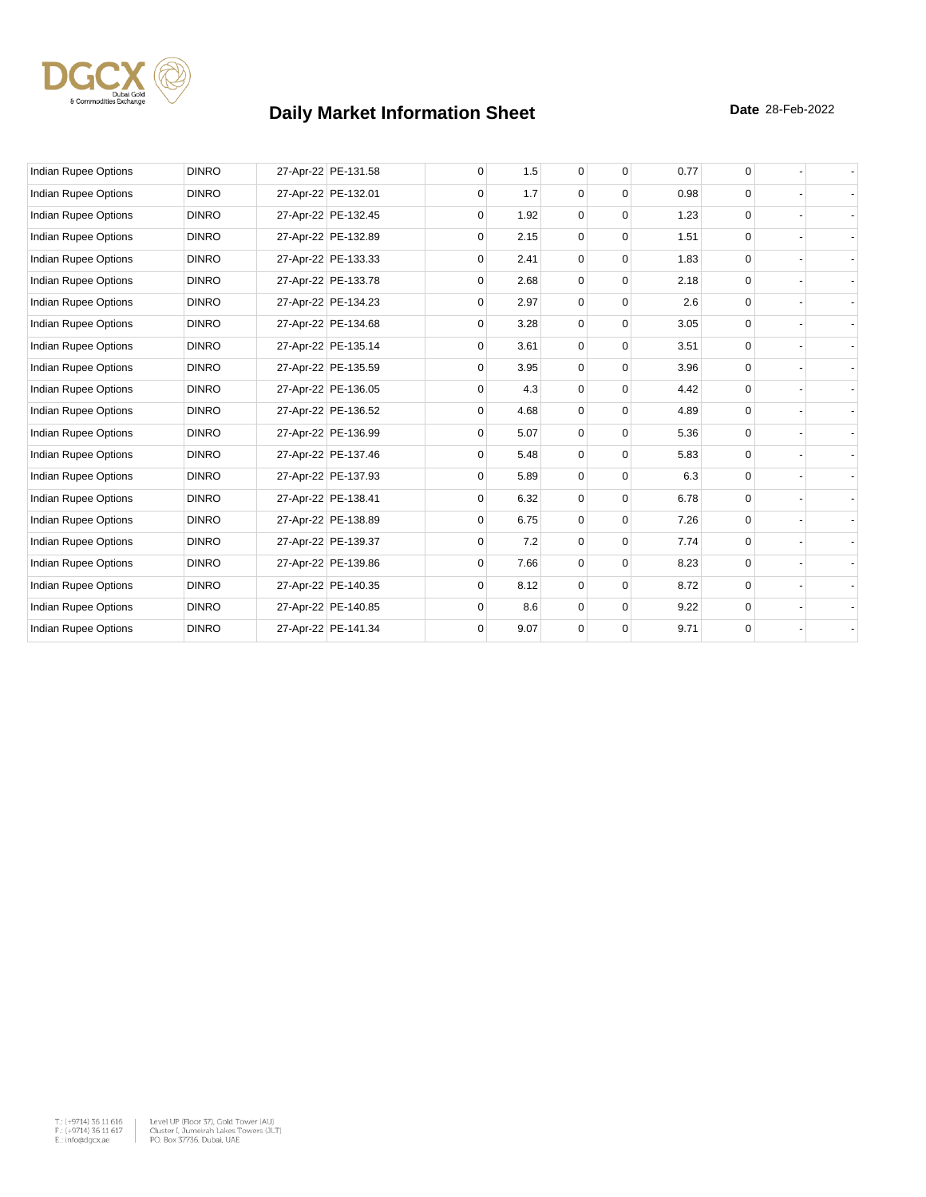# Daily Market Information Sheet

**Date** 28-Feb-2022

| | | | | | | | | | | | |
|---|---|---|---|---|---|---|---|---|---|---|---|
| Indian Rupee Options | DINRO | 27-Apr-22 | PE-131.58 | 0 | 1.5 | 0 | 0 | 0.77 | 0 | - | - |
| Indian Rupee Options | DINRO | 27-Apr-22 | PE-132.01 | 0 | 1.7 | 0 | 0 | 0.98 | 0 | - | - |
| Indian Rupee Options | DINRO | 27-Apr-22 | PE-132.45 | 0 | 1.92 | 0 | 0 | 1.23 | 0 | - | - |
| Indian Rupee Options | DINRO | 27-Apr-22 | PE-132.89 | 0 | 2.15 | 0 | 0 | 1.51 | 0 | - | - |
| Indian Rupee Options | DINRO | 27-Apr-22 | PE-133.33 | 0 | 2.41 | 0 | 0 | 1.83 | 0 | - | - |
| Indian Rupee Options | DINRO | 27-Apr-22 | PE-133.78 | 0 | 2.68 | 0 | 0 | 2.18 | 0 | - | - |
| Indian Rupee Options | DINRO | 27-Apr-22 | PE-134.23 | 0 | 2.97 | 0 | 0 | 2.6 | 0 | - | - |
| Indian Rupee Options | DINRO | 27-Apr-22 | PE-134.68 | 0 | 3.28 | 0 | 0 | 3.05 | 0 | - | - |
| Indian Rupee Options | DINRO | 27-Apr-22 | PE-135.14 | 0 | 3.61 | 0 | 0 | 3.51 | 0 | - | - |
| Indian Rupee Options | DINRO | 27-Apr-22 | PE-135.59 | 0 | 3.95 | 0 | 0 | 3.96 | 0 | - | - |
| Indian Rupee Options | DINRO | 27-Apr-22 | PE-136.05 | 0 | 4.3 | 0 | 0 | 4.42 | 0 | - | - |
| Indian Rupee Options | DINRO | 27-Apr-22 | PE-136.52 | 0 | 4.68 | 0 | 0 | 4.89 | 0 | - | - |
| Indian Rupee Options | DINRO | 27-Apr-22 | PE-136.99 | 0 | 5.07 | 0 | 0 | 5.36 | 0 | - | - |
| Indian Rupee Options | DINRO | 27-Apr-22 | PE-137.46 | 0 | 5.48 | 0 | 0 | 5.83 | 0 | - | - |
| Indian Rupee Options | DINRO | 27-Apr-22 | PE-137.93 | 0 | 5.89 | 0 | 0 | 6.3 | 0 | - | - |
| Indian Rupee Options | DINRO | 27-Apr-22 | PE-138.41 | 0 | 6.32 | 0 | 0 | 6.78 | 0 | - | - |
| Indian Rupee Options | DINRO | 27-Apr-22 | PE-138.89 | 0 | 6.75 | 0 | 0 | 7.26 | 0 | - | - |
| Indian Rupee Options | DINRO | 27-Apr-22 | PE-139.37 | 0 | 7.2 | 0 | 0 | 7.74 | 0 | - | - |
| Indian Rupee Options | DINRO | 27-Apr-22 | PE-139.86 | 0 | 7.66 | 0 | 0 | 8.23 | 0 | - | - |
| Indian Rupee Options | DINRO | 27-Apr-22 | PE-140.35 | 0 | 8.12 | 0 | 0 | 8.72 | 0 | - | - |
| Indian Rupee Options | DINRO | 27-Apr-22 | PE-140.85 | 0 | 8.6 | 0 | 0 | 9.22 | 0 | - | - |
| Indian Rupee Options | DINRO | 27-Apr-22 | PE-141.34 | 0 | 9.07 | 0 | 0 | 9.71 | 0 | - | - |

T.: (+9714) 36 11 616
F.: (+9714) 36 11 617
E.: info@dgcx.ae

Level UP (Floor 37), Gold Tower (AU)
Cluster I, Jumeirah Lakes Towers (JLT)
P.O. Box 37736, Dubai, UAE